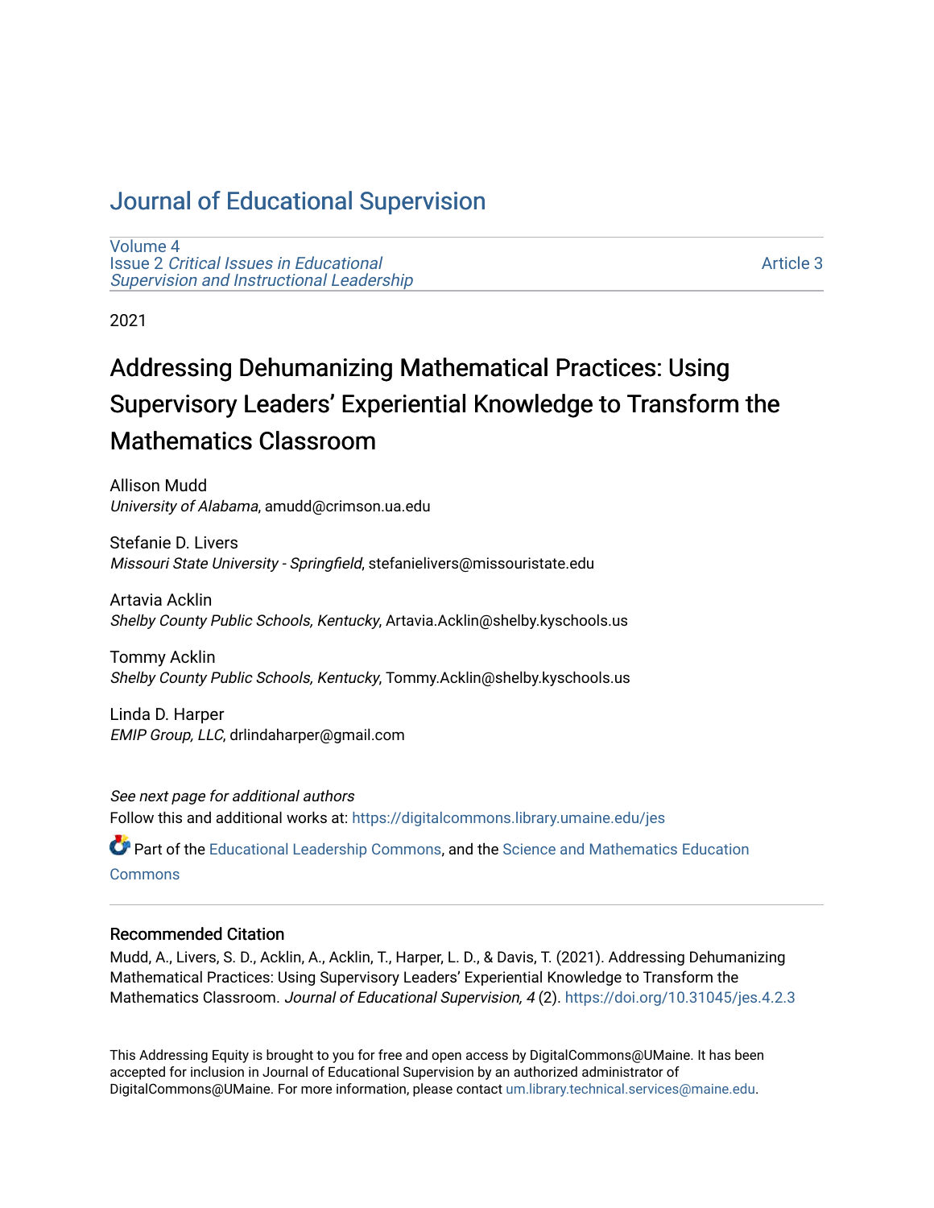# Journal of Educational Supervision

Volume 4
Issue 2 *Critical Issues in Educational Supervision and Instructional Leadership*

Article 3

2021

## Addressing Dehumanizing Mathematical Practices: Using Supervisory Leaders' Experiential Knowledge to Transform the Mathematics Classroom

Allison Mudd
*University of Alabama*, amudd@crimson.ua.edu

Stefanie D. Livers
*Missouri State University - Springfield*, stefanielivers@missouristate.edu

Artavia Acklin
*Shelby County Public Schools, Kentucky*, Artavia.Acklin@shelby.kyschools.us

Tommy Acklin
*Shelby County Public Schools, Kentucky*, Tommy.Acklin@shelby.kyschools.us

Linda D. Harper
*EMIP Group, LLC*, drlindaharper@gmail.com

*See next page for additional authors*

Follow this and additional works at: https://digitalcommons.library.umaine.edu/jes

Part of the Educational Leadership Commons, and the Science and Mathematics Education Commons

### Recommended Citation

Mudd, A., Livers, S. D., Acklin, A., Acklin, T., Harper, L. D., & Davis, T. (2021). Addressing Dehumanizing Mathematical Practices: Using Supervisory Leaders' Experiential Knowledge to Transform the Mathematics Classroom. *Journal of Educational Supervision, 4* (2). https://doi.org/10.31045/jes.4.2.3

This Addressing Equity is brought to you for free and open access by DigitalCommons@UMaine. It has been accepted for inclusion in Journal of Educational Supervision by an authorized administrator of DigitalCommons@UMaine. For more information, please contact um.library.technical.services@maine.edu.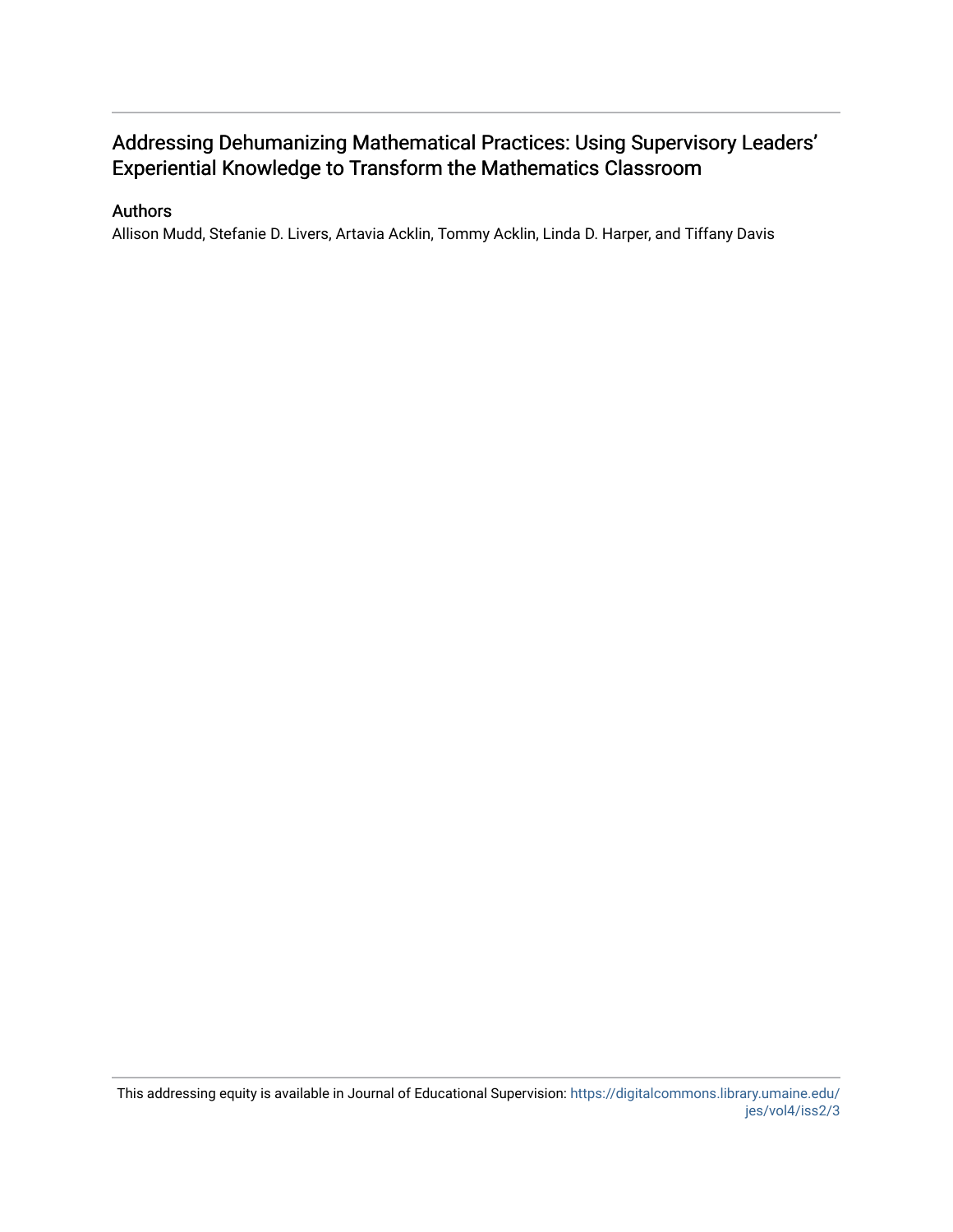# Addressing Dehumanizing Mathematical Practices: Using Supervisory Leaders' Experiential Knowledge to Transform the Mathematics Classroom

## Authors

Allison Mudd, Stefanie D. Livers, Artavia Acklin, Tommy Acklin, Linda D. Harper, and Tiffany Davis

This addressing equity is available in Journal of Educational Supervision: https://digitalcommons.library.umaine.edu/jes/vol4/iss2/3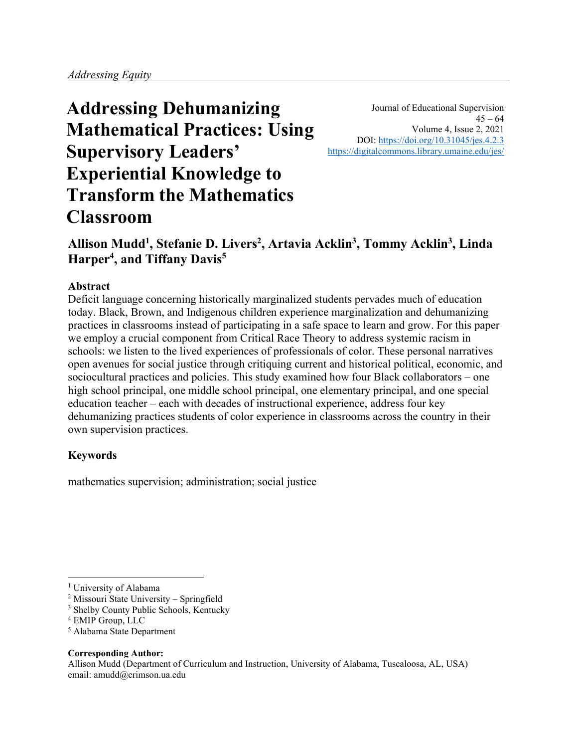*Addressing Equity*

# Addressing Dehumanizing Mathematical Practices: Using Supervisory Leaders' Experiential Knowledge to Transform the Mathematics Classroom

Journal of Educational Supervision
45 – 64
Volume 4, Issue 2, 2021
DOI: https://doi.org/10.31045/jes.4.2.3
https://digitalcommons.library.umaine.edu/jes/

**Allison Mudd[1], Stefanie D. Livers[2], Artavia Acklin[3], Tommy Acklin[3], Linda Harper[4], and Tiffany Davis[5]**

## Abstract

Deficit language concerning historically marginalized students pervades much of education today. Black, Brown, and Indigenous children experience marginalization and dehumanizing practices in classrooms instead of participating in a safe space to learn and grow. For this paper we employ a crucial component from Critical Race Theory to address systemic racism in schools: we listen to the lived experiences of professionals of color. These personal narratives open avenues for social justice through critiquing current and historical political, economic, and sociocultural practices and policies. This study examined how four Black collaborators – one high school principal, one middle school principal, one elementary principal, and one special education teacher – each with decades of instructional experience, address four key dehumanizing practices students of color experience in classrooms across the country in their own supervision practices.

## Keywords

mathematics supervision; administration; social justice

---

[1] University of Alabama
[2] Missouri State University – Springfield
[3] Shelby County Public Schools, Kentucky
[4] EMIP Group, LLC
[5] Alabama State Department

**Corresponding Author:**
Allison Mudd (Department of Curriculum and Instruction, University of Alabama, Tuscaloosa, AL, USA)
email: amudd@crimson.ua.edu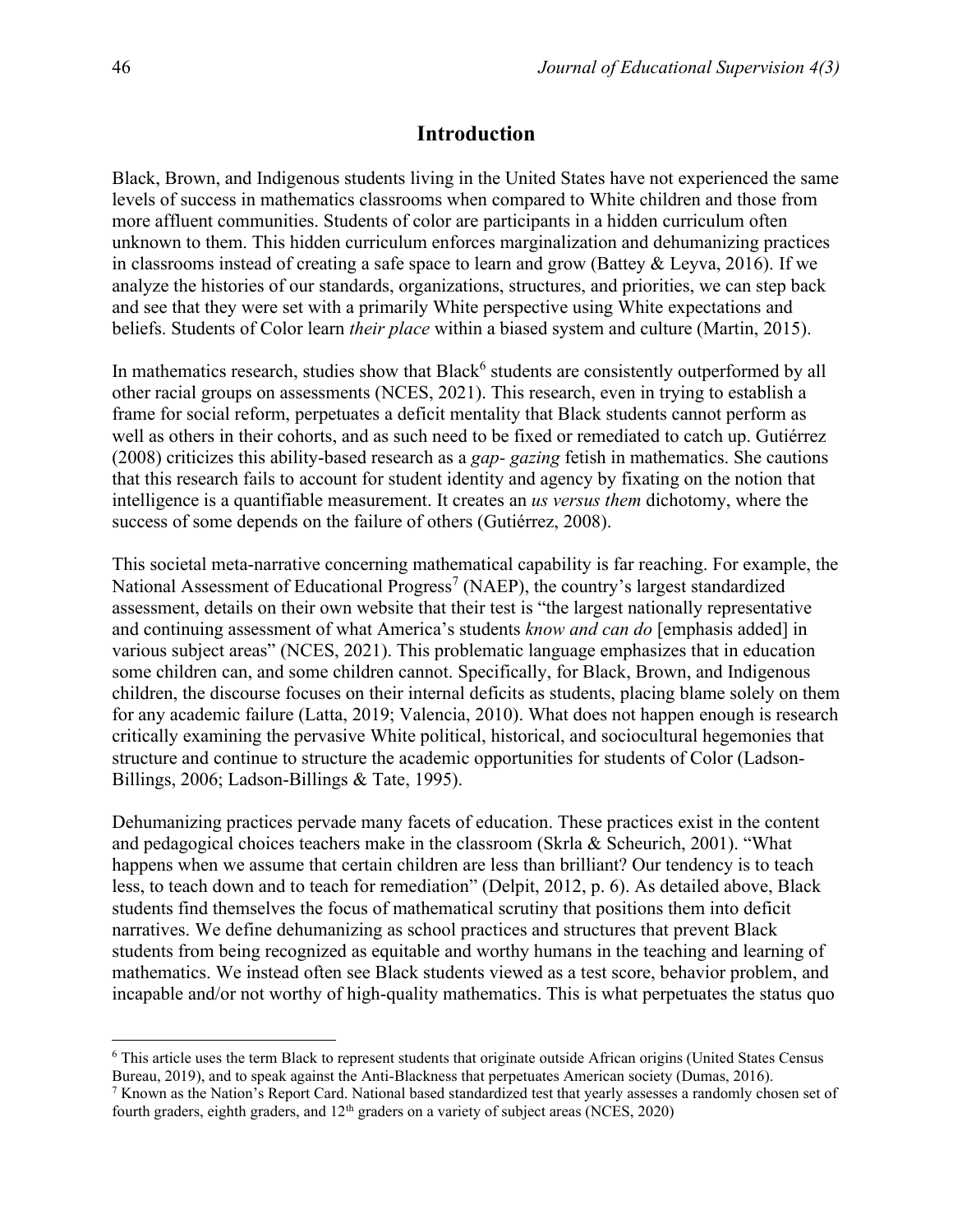## Introduction

Black, Brown, and Indigenous students living in the United States have not experienced the same levels of success in mathematics classrooms when compared to White children and those from more affluent communities. Students of color are participants in a hidden curriculum often unknown to them. This hidden curriculum enforces marginalization and dehumanizing practices in classrooms instead of creating a safe space to learn and grow (Battey & Leyva, 2016). If we analyze the histories of our standards, organizations, structures, and priorities, we can step back and see that they were set with a primarily White perspective using White expectations and beliefs. Students of Color learn *their place* within a biased system and culture (Martin, 2015).

In mathematics research, studies show that Black[6] students are consistently outperformed by all other racial groups on assessments (NCES, 2021). This research, even in trying to establish a frame for social reform, perpetuates a deficit mentality that Black students cannot perform as well as others in their cohorts, and as such need to be fixed or remediated to catch up. Gutiérrez (2008) criticizes this ability-based research as a *gap- gazing* fetish in mathematics. She cautions that this research fails to account for student identity and agency by fixating on the notion that intelligence is a quantifiable measurement. It creates an *us versus them* dichotomy, where the success of some depends on the failure of others (Gutiérrez, 2008).

This societal meta-narrative concerning mathematical capability is far reaching. For example, the National Assessment of Educational Progress[7] (NAEP), the country's largest standardized assessment, details on their own website that their test is "the largest nationally representative and continuing assessment of what America's students *know and can do* [emphasis added] in various subject areas" (NCES, 2021). This problematic language emphasizes that in education some children can, and some children cannot. Specifically, for Black, Brown, and Indigenous children, the discourse focuses on their internal deficits as students, placing blame solely on them for any academic failure (Latta, 2019; Valencia, 2010). What does not happen enough is research critically examining the pervasive White political, historical, and sociocultural hegemonies that structure and continue to structure the academic opportunities for students of Color (Ladson-Billings, 2006; Ladson-Billings & Tate, 1995).

Dehumanizing practices pervade many facets of education. These practices exist in the content and pedagogical choices teachers make in the classroom (Skrla & Scheurich, 2001). "What happens when we assume that certain children are less than brilliant? Our tendency is to teach less, to teach down and to teach for remediation" (Delpit, 2012, p. 6). As detailed above, Black students find themselves the focus of mathematical scrutiny that positions them into deficit narratives. We define dehumanizing as school practices and structures that prevent Black students from being recognized as equitable and worthy humans in the teaching and learning of mathematics. We instead often see Black students viewed as a test score, behavior problem, and incapable and/or not worthy of high-quality mathematics. This is what perpetuates the status quo

---

[6] This article uses the term Black to represent students that originate outside African origins (United States Census Bureau, 2019), and to speak against the Anti-Blackness that perpetuates American society (Dumas, 2016).

[7] Known as the Nation's Report Card. National based standardized test that yearly assesses a randomly chosen set of fourth graders, eighth graders, and 12th graders on a variety of subject areas (NCES, 2020)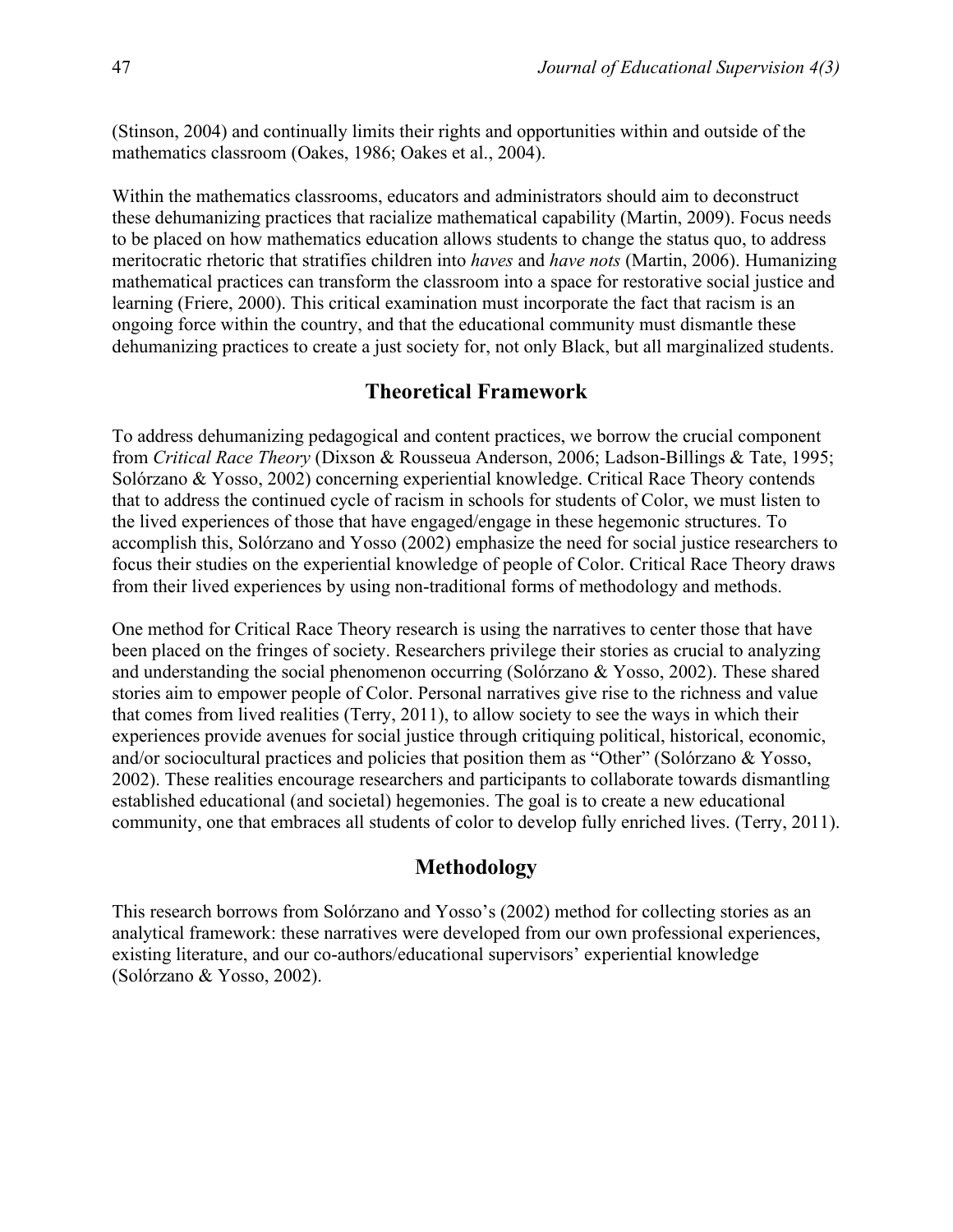(Stinson, 2004) and continually limits their rights and opportunities within and outside of the mathematics classroom (Oakes, 1986; Oakes et al., 2004).

Within the mathematics classrooms, educators and administrators should aim to deconstruct these dehumanizing practices that racialize mathematical capability (Martin, 2009). Focus needs to be placed on how mathematics education allows students to change the status quo, to address meritocratic rhetoric that stratifies children into *haves* and *have nots* (Martin, 2006). Humanizing mathematical practices can transform the classroom into a space for restorative social justice and learning (Friere, 2000). This critical examination must incorporate the fact that racism is an ongoing force within the country, and that the educational community must dismantle these dehumanizing practices to create a just society for, not only Black, but all marginalized students.

## Theoretical Framework

To address dehumanizing pedagogical and content practices, we borrow the crucial component from *Critical Race Theory* (Dixson & Rousseua Anderson, 2006; Ladson-Billings & Tate, 1995; Solórzano & Yosso, 2002) concerning experiential knowledge. Critical Race Theory contends that to address the continued cycle of racism in schools for students of Color, we must listen to the lived experiences of those that have engaged/engage in these hegemonic structures. To accomplish this, Solórzano and Yosso (2002) emphasize the need for social justice researchers to focus their studies on the experiential knowledge of people of Color. Critical Race Theory draws from their lived experiences by using non-traditional forms of methodology and methods.

One method for Critical Race Theory research is using the narratives to center those that have been placed on the fringes of society. Researchers privilege their stories as crucial to analyzing and understanding the social phenomenon occurring (Solórzano & Yosso, 2002). These shared stories aim to empower people of Color. Personal narratives give rise to the richness and value that comes from lived realities (Terry, 2011), to allow society to see the ways in which their experiences provide avenues for social justice through critiquing political, historical, economic, and/or sociocultural practices and policies that position them as "Other" (Solórzano & Yosso, 2002). These realities encourage researchers and participants to collaborate towards dismantling established educational (and societal) hegemonies. The goal is to create a new educational community, one that embraces all students of color to develop fully enriched lives. (Terry, 2011).

## Methodology

This research borrows from Solórzano and Yosso's (2002) method for collecting stories as an analytical framework: these narratives were developed from our own professional experiences, existing literature, and our co-authors/educational supervisors' experiential knowledge (Solórzano & Yosso, 2002).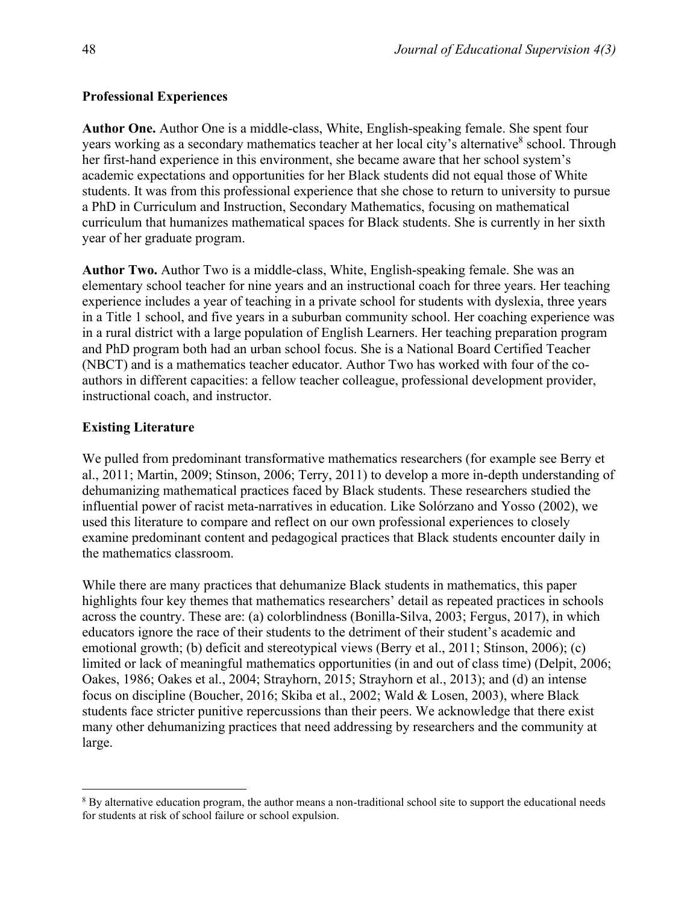### Professional Experiences

**Author One.** Author One is a middle-class, White, English-speaking female. She spent four years working as a secondary mathematics teacher at her local city's alternative[8] school. Through her first-hand experience in this environment, she became aware that her school system's academic expectations and opportunities for her Black students did not equal those of White students. It was from this professional experience that she chose to return to university to pursue a PhD in Curriculum and Instruction, Secondary Mathematics, focusing on mathematical curriculum that humanizes mathematical spaces for Black students. She is currently in her sixth year of her graduate program.

**Author Two.** Author Two is a middle-class, White, English-speaking female. She was an elementary school teacher for nine years and an instructional coach for three years. Her teaching experience includes a year of teaching in a private school for students with dyslexia, three years in a Title 1 school, and five years in a suburban community school. Her coaching experience was in a rural district with a large population of English Learners. Her teaching preparation program and PhD program both had an urban school focus. She is a National Board Certified Teacher (NBCT) and is a mathematics teacher educator. Author Two has worked with four of the co-authors in different capacities: a fellow teacher colleague, professional development provider, instructional coach, and instructor.

### Existing Literature

We pulled from predominant transformative mathematics researchers (for example see Berry et al., 2011; Martin, 2009; Stinson, 2006; Terry, 2011) to develop a more in-depth understanding of dehumanizing mathematical practices faced by Black students. These researchers studied the influential power of racist meta-narratives in education. Like Solórzano and Yosso (2002), we used this literature to compare and reflect on our own professional experiences to closely examine predominant content and pedagogical practices that Black students encounter daily in the mathematics classroom.

While there are many practices that dehumanize Black students in mathematics, this paper highlights four key themes that mathematics researchers' detail as repeated practices in schools across the country. These are: (a) colorblindness (Bonilla-Silva, 2003; Fergus, 2017), in which educators ignore the race of their students to the detriment of their student's academic and emotional growth; (b) deficit and stereotypical views (Berry et al., 2011; Stinson, 2006); (c) limited or lack of meaningful mathematics opportunities (in and out of class time) (Delpit, 2006; Oakes, 1986; Oakes et al., 2004; Strayhorn, 2015; Strayhorn et al., 2013); and (d) an intense focus on discipline (Boucher, 2016; Skiba et al., 2002; Wald & Losen, 2003), where Black students face stricter punitive repercussions than their peers. We acknowledge that there exist many other dehumanizing practices that need addressing by researchers and the community at large.

---

[8] By alternative education program, the author means a non-traditional school site to support the educational needs for students at risk of school failure or school expulsion.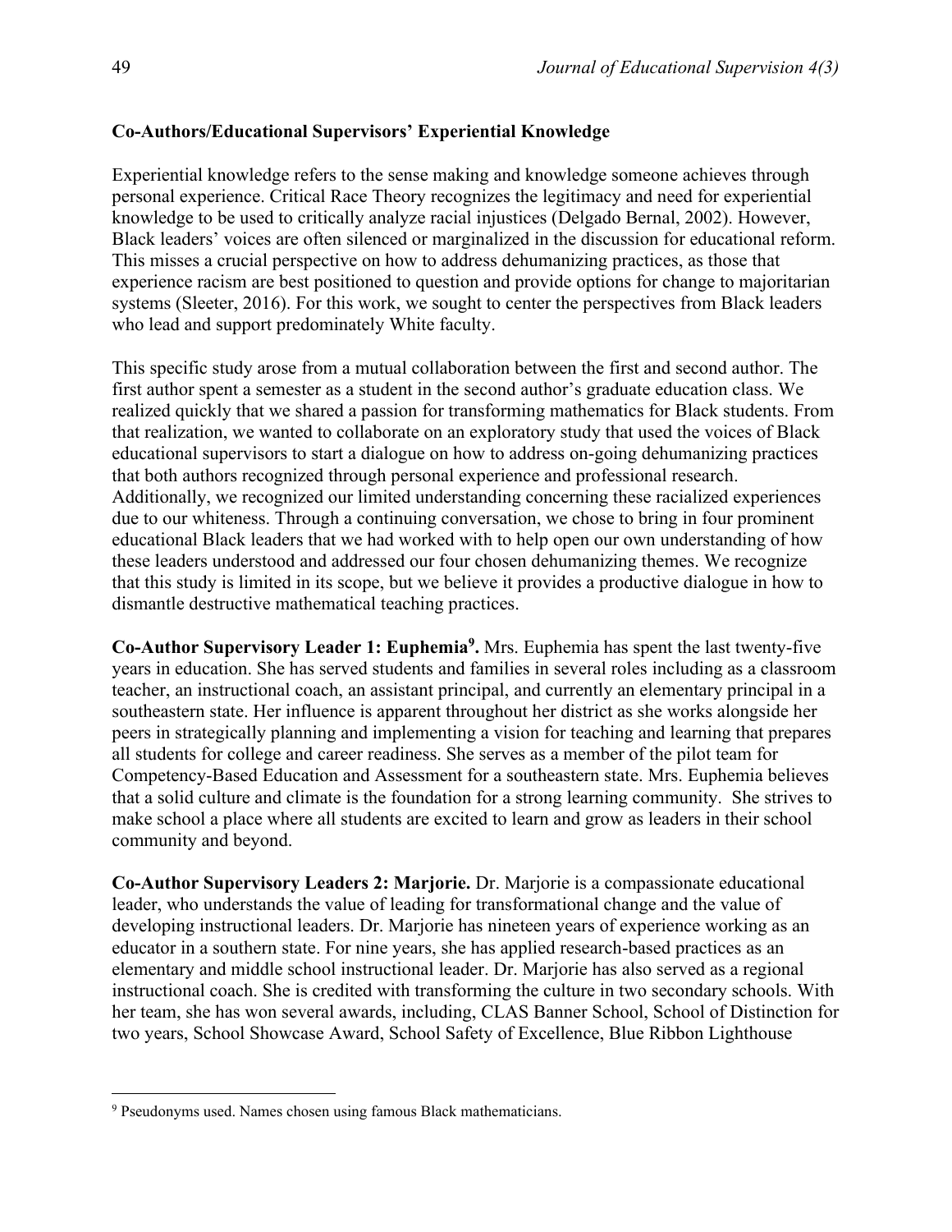## Co-Authors/Educational Supervisors' Experiential Knowledge

Experiential knowledge refers to the sense making and knowledge someone achieves through personal experience. Critical Race Theory recognizes the legitimacy and need for experiential knowledge to be used to critically analyze racial injustices (Delgado Bernal, 2002). However, Black leaders' voices are often silenced or marginalized in the discussion for educational reform. This misses a crucial perspective on how to address dehumanizing practices, as those that experience racism are best positioned to question and provide options for change to majoritarian systems (Sleeter, 2016). For this work, we sought to center the perspectives from Black leaders who lead and support predominately White faculty.

This specific study arose from a mutual collaboration between the first and second author. The first author spent a semester as a student in the second author's graduate education class. We realized quickly that we shared a passion for transforming mathematics for Black students. From that realization, we wanted to collaborate on an exploratory study that used the voices of Black educational supervisors to start a dialogue on how to address on-going dehumanizing practices that both authors recognized through personal experience and professional research. Additionally, we recognized our limited understanding concerning these racialized experiences due to our whiteness. Through a continuing conversation, we chose to bring in four prominent educational Black leaders that we had worked with to help open our own understanding of how these leaders understood and addressed our four chosen dehumanizing themes. We recognize that this study is limited in its scope, but we believe it provides a productive dialogue in how to dismantle destructive mathematical teaching practices.

**Co-Author Supervisory Leader 1: Euphemia[9].** Mrs. Euphemia has spent the last twenty-five years in education. She has served students and families in several roles including as a classroom teacher, an instructional coach, an assistant principal, and currently an elementary principal in a southeastern state. Her influence is apparent throughout her district as she works alongside her peers in strategically planning and implementing a vision for teaching and learning that prepares all students for college and career readiness. She serves as a member of the pilot team for Competency-Based Education and Assessment for a southeastern state. Mrs. Euphemia believes that a solid culture and climate is the foundation for a strong learning community. She strives to make school a place where all students are excited to learn and grow as leaders in their school community and beyond.

**Co-Author Supervisory Leaders 2: Marjorie.** Dr. Marjorie is a compassionate educational leader, who understands the value of leading for transformational change and the value of developing instructional leaders. Dr. Marjorie has nineteen years of experience working as an educator in a southern state. For nine years, she has applied research-based practices as an elementary and middle school instructional leader. Dr. Marjorie has also served as a regional instructional coach. She is credited with transforming the culture in two secondary schools. With her team, she has won several awards, including, CLAS Banner School, School of Distinction for two years, School Showcase Award, School Safety of Excellence, Blue Ribbon Lighthouse

---

[9] Pseudonyms used. Names chosen using famous Black mathematicians.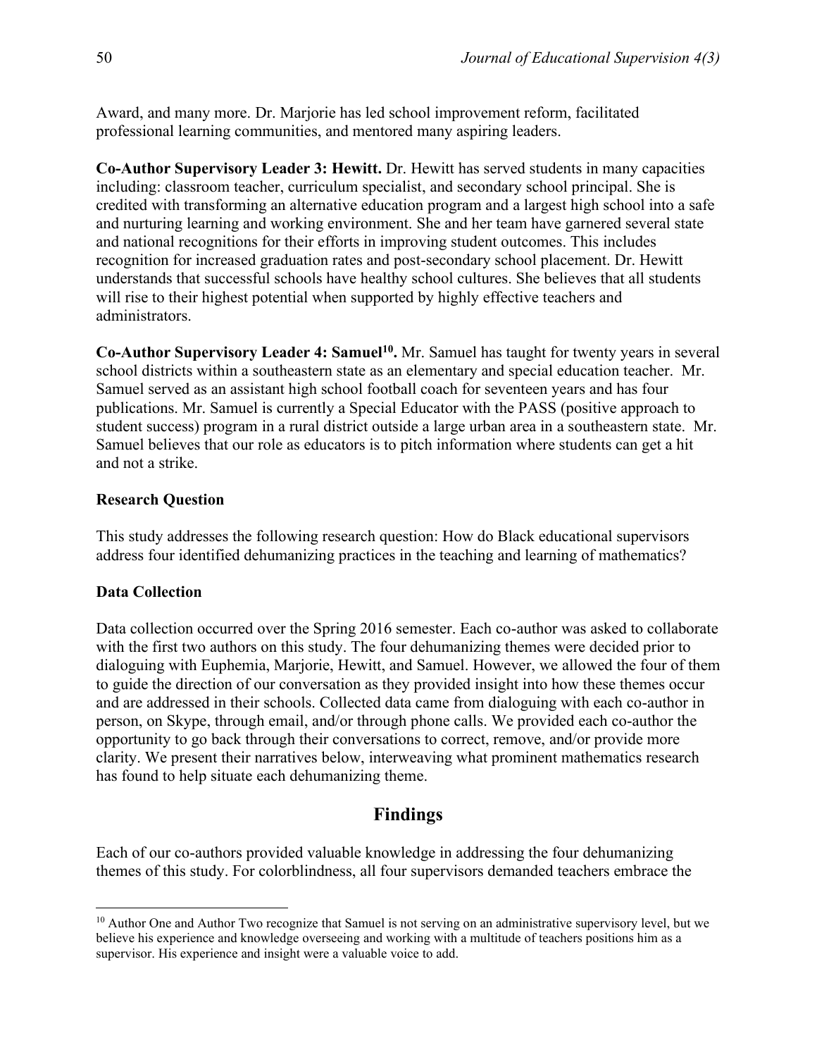Award, and many more. Dr. Marjorie has led school improvement reform, facilitated professional learning communities, and mentored many aspiring leaders.

**Co-Author Supervisory Leader 3: Hewitt.** Dr. Hewitt has served students in many capacities including: classroom teacher, curriculum specialist, and secondary school principal. She is credited with transforming an alternative education program and a largest high school into a safe and nurturing learning and working environment. She and her team have garnered several state and national recognitions for their efforts in improving student outcomes. This includes recognition for increased graduation rates and post-secondary school placement. Dr. Hewitt understands that successful schools have healthy school cultures. She believes that all students will rise to their highest potential when supported by highly effective teachers and administrators.

**Co-Author Supervisory Leader 4: Samuel[10].** Mr. Samuel has taught for twenty years in several school districts within a southeastern state as an elementary and special education teacher. Mr. Samuel served as an assistant high school football coach for seventeen years and has four publications. Mr. Samuel is currently a Special Educator with the PASS (positive approach to student success) program in a rural district outside a large urban area in a southeastern state. Mr. Samuel believes that our role as educators is to pitch information where students can get a hit and not a strike.

### Research Question

This study addresses the following research question: How do Black educational supervisors address four identified dehumanizing practices in the teaching and learning of mathematics?

### Data Collection

Data collection occurred over the Spring 2016 semester. Each co-author was asked to collaborate with the first two authors on this study. The four dehumanizing themes were decided prior to dialoguing with Euphemia, Marjorie, Hewitt, and Samuel. However, we allowed the four of them to guide the direction of our conversation as they provided insight into how these themes occur and are addressed in their schools. Collected data came from dialoguing with each co-author in person, on Skype, through email, and/or through phone calls. We provided each co-author the opportunity to go back through their conversations to correct, remove, and/or provide more clarity. We present their narratives below, interweaving what prominent mathematics research has found to help situate each dehumanizing theme.

## Findings

Each of our co-authors provided valuable knowledge in addressing the four dehumanizing themes of this study. For colorblindness, all four supervisors demanded teachers embrace the

---

[10] Author One and Author Two recognize that Samuel is not serving on an administrative supervisory level, but we believe his experience and knowledge overseeing and working with a multitude of teachers positions him as a supervisor. His experience and insight were a valuable voice to add.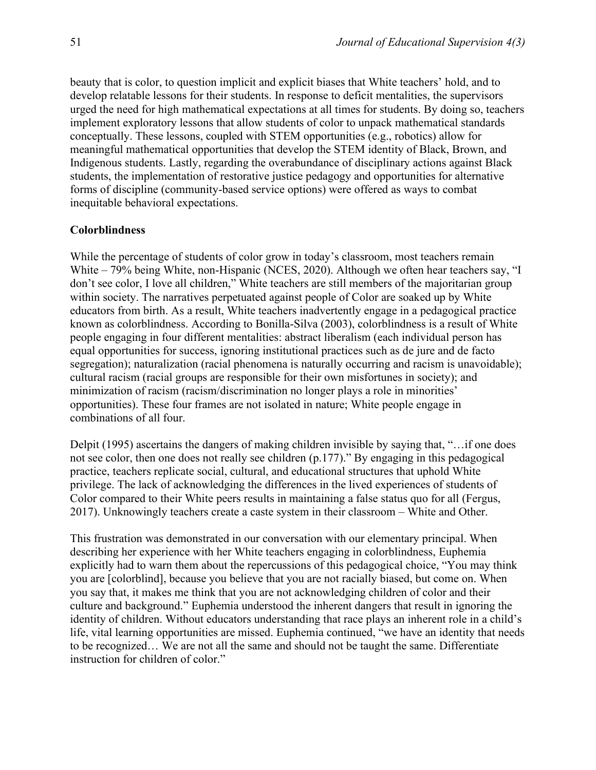beauty that is color, to question implicit and explicit biases that White teachers' hold, and to develop relatable lessons for their students. In response to deficit mentalities, the supervisors urged the need for high mathematical expectations at all times for students. By doing so, teachers implement exploratory lessons that allow students of color to unpack mathematical standards conceptually. These lessons, coupled with STEM opportunities (e.g., robotics) allow for meaningful mathematical opportunities that develop the STEM identity of Black, Brown, and Indigenous students. Lastly, regarding the overabundance of disciplinary actions against Black students, the implementation of restorative justice pedagogy and opportunities for alternative forms of discipline (community-based service options) were offered as ways to combat inequitable behavioral expectations.

**Colorblindness**

While the percentage of students of color grow in today's classroom, most teachers remain White – 79% being White, non-Hispanic (NCES, 2020). Although we often hear teachers say, "I don't see color, I love all children," White teachers are still members of the majoritarian group within society. The narratives perpetuated against people of Color are soaked up by White educators from birth. As a result, White teachers inadvertently engage in a pedagogical practice known as colorblindness. According to Bonilla-Silva (2003), colorblindness is a result of White people engaging in four different mentalities: abstract liberalism (each individual person has equal opportunities for success, ignoring institutional practices such as de jure and de facto segregation); naturalization (racial phenomena is naturally occurring and racism is unavoidable); cultural racism (racial groups are responsible for their own misfortunes in society); and minimization of racism (racism/discrimination no longer plays a role in minorities' opportunities). These four frames are not isolated in nature; White people engage in combinations of all four.

Delpit (1995) ascertains the dangers of making children invisible by saying that, "…if one does not see color, then one does not really see children (p.177)." By engaging in this pedagogical practice, teachers replicate social, cultural, and educational structures that uphold White privilege. The lack of acknowledging the differences in the lived experiences of students of Color compared to their White peers results in maintaining a false status quo for all (Fergus, 2017). Unknowingly teachers create a caste system in their classroom – White and Other.

This frustration was demonstrated in our conversation with our elementary principal. When describing her experience with her White teachers engaging in colorblindness, Euphemia explicitly had to warn them about the repercussions of this pedagogical choice, "You may think you are [colorblind], because you believe that you are not racially biased, but come on. When you say that, it makes me think that you are not acknowledging children of color and their culture and background." Euphemia understood the inherent dangers that result in ignoring the identity of children. Without educators understanding that race plays an inherent role in a child's life, vital learning opportunities are missed. Euphemia continued, "we have an identity that needs to be recognized… We are not all the same and should not be taught the same. Differentiate instruction for children of color."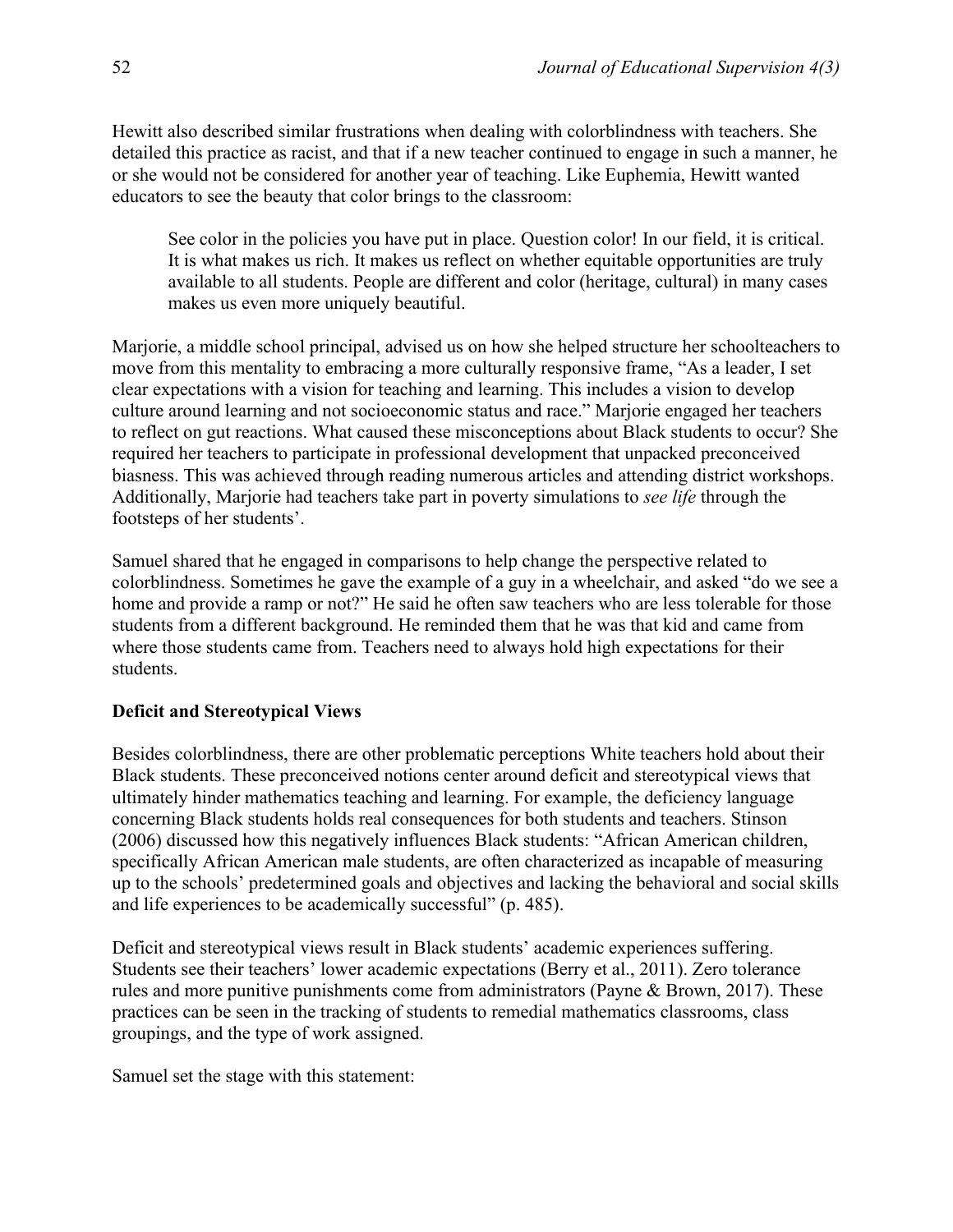Hewitt also described similar frustrations when dealing with colorblindness with teachers. She detailed this practice as racist, and that if a new teacher continued to engage in such a manner, he or she would not be considered for another year of teaching. Like Euphemia, Hewitt wanted educators to see the beauty that color brings to the classroom:

> See color in the policies you have put in place. Question color! In our field, it is critical. It is what makes us rich. It makes us reflect on whether equitable opportunities are truly available to all students. People are different and color (heritage, cultural) in many cases makes us even more uniquely beautiful.

Marjorie, a middle school principal, advised us on how she helped structure her schoolteachers to move from this mentality to embracing a more culturally responsive frame, "As a leader, I set clear expectations with a vision for teaching and learning. This includes a vision to develop culture around learning and not socioeconomic status and race." Marjorie engaged her teachers to reflect on gut reactions. What caused these misconceptions about Black students to occur? She required her teachers to participate in professional development that unpacked preconceived biasness. This was achieved through reading numerous articles and attending district workshops. Additionally, Marjorie had teachers take part in poverty simulations to *see life* through the footsteps of her students'.

Samuel shared that he engaged in comparisons to help change the perspective related to colorblindness. Sometimes he gave the example of a guy in a wheelchair, and asked "do we see a home and provide a ramp or not?" He said he often saw teachers who are less tolerable for those students from a different background. He reminded them that he was that kid and came from where those students came from. Teachers need to always hold high expectations for their students.

**Deficit and Stereotypical Views**

Besides colorblindness, there are other problematic perceptions White teachers hold about their Black students. These preconceived notions center around deficit and stereotypical views that ultimately hinder mathematics teaching and learning. For example, the deficiency language concerning Black students holds real consequences for both students and teachers. Stinson (2006) discussed how this negatively influences Black students: "African American children, specifically African American male students, are often characterized as incapable of measuring up to the schools' predetermined goals and objectives and lacking the behavioral and social skills and life experiences to be academically successful" (p. 485).

Deficit and stereotypical views result in Black students' academic experiences suffering. Students see their teachers' lower academic expectations (Berry et al., 2011). Zero tolerance rules and more punitive punishments come from administrators (Payne & Brown, 2017). These practices can be seen in the tracking of students to remedial mathematics classrooms, class groupings, and the type of work assigned.

Samuel set the stage with this statement: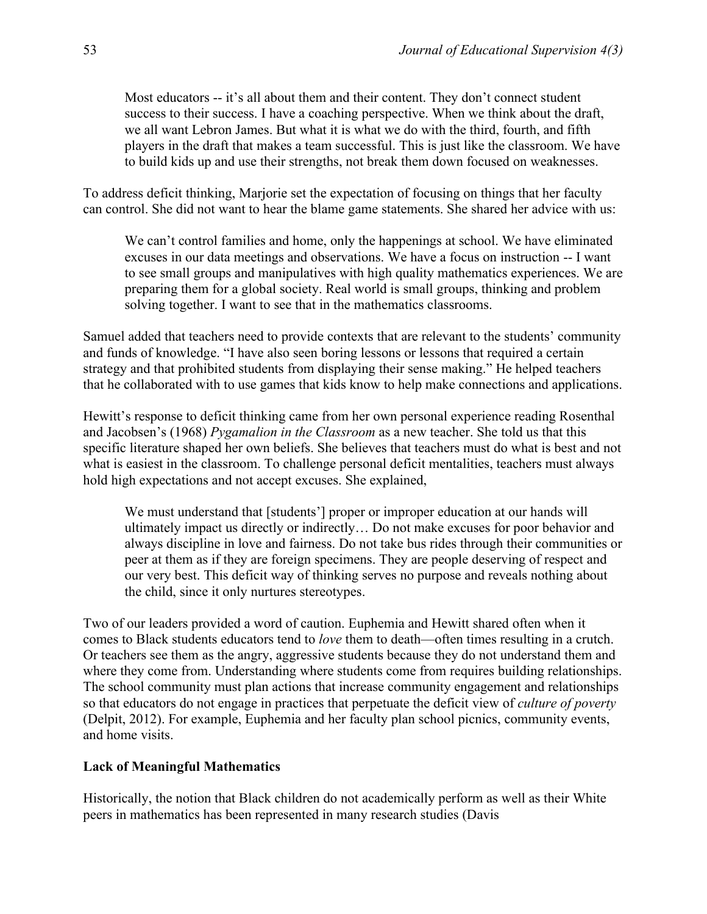> Most educators -- it's all about them and their content. They don't connect student success to their success. I have a coaching perspective. When we think about the draft, we all want Lebron James. But what it is what we do with the third, fourth, and fifth players in the draft that makes a team successful. This is just like the classroom. We have to build kids up and use their strengths, not break them down focused on weaknesses.

To address deficit thinking, Marjorie set the expectation of focusing on things that her faculty can control. She did not want to hear the blame game statements. She shared her advice with us:

> We can't control families and home, only the happenings at school. We have eliminated excuses in our data meetings and observations. We have a focus on instruction -- I want to see small groups and manipulatives with high quality mathematics experiences. We are preparing them for a global society. Real world is small groups, thinking and problem solving together. I want to see that in the mathematics classrooms.

Samuel added that teachers need to provide contexts that are relevant to the students' community and funds of knowledge. "I have also seen boring lessons or lessons that required a certain strategy and that prohibited students from displaying their sense making." He helped teachers that he collaborated with to use games that kids know to help make connections and applications.

Hewitt's response to deficit thinking came from her own personal experience reading Rosenthal and Jacobsen's (1968) *Pygamalion in the Classroom* as a new teacher. She told us that this specific literature shaped her own beliefs. She believes that teachers must do what is best and not what is easiest in the classroom. To challenge personal deficit mentalities, teachers must always hold high expectations and not accept excuses. She explained,

> We must understand that [students'] proper or improper education at our hands will ultimately impact us directly or indirectly… Do not make excuses for poor behavior and always discipline in love and fairness. Do not take bus rides through their communities or peer at them as if they are foreign specimens. They are people deserving of respect and our very best. This deficit way of thinking serves no purpose and reveals nothing about the child, since it only nurtures stereotypes.

Two of our leaders provided a word of caution. Euphemia and Hewitt shared often when it comes to Black students educators tend to *love* them to death—often times resulting in a crutch. Or teachers see them as the angry, aggressive students because they do not understand them and where they come from. Understanding where students come from requires building relationships. The school community must plan actions that increase community engagement and relationships so that educators do not engage in practices that perpetuate the deficit view of *culture of poverty* (Delpit, 2012). For example, Euphemia and her faculty plan school picnics, community events, and home visits.

**Lack of Meaningful Mathematics**

Historically, the notion that Black children do not academically perform as well as their White peers in mathematics has been represented in many research studies (Davis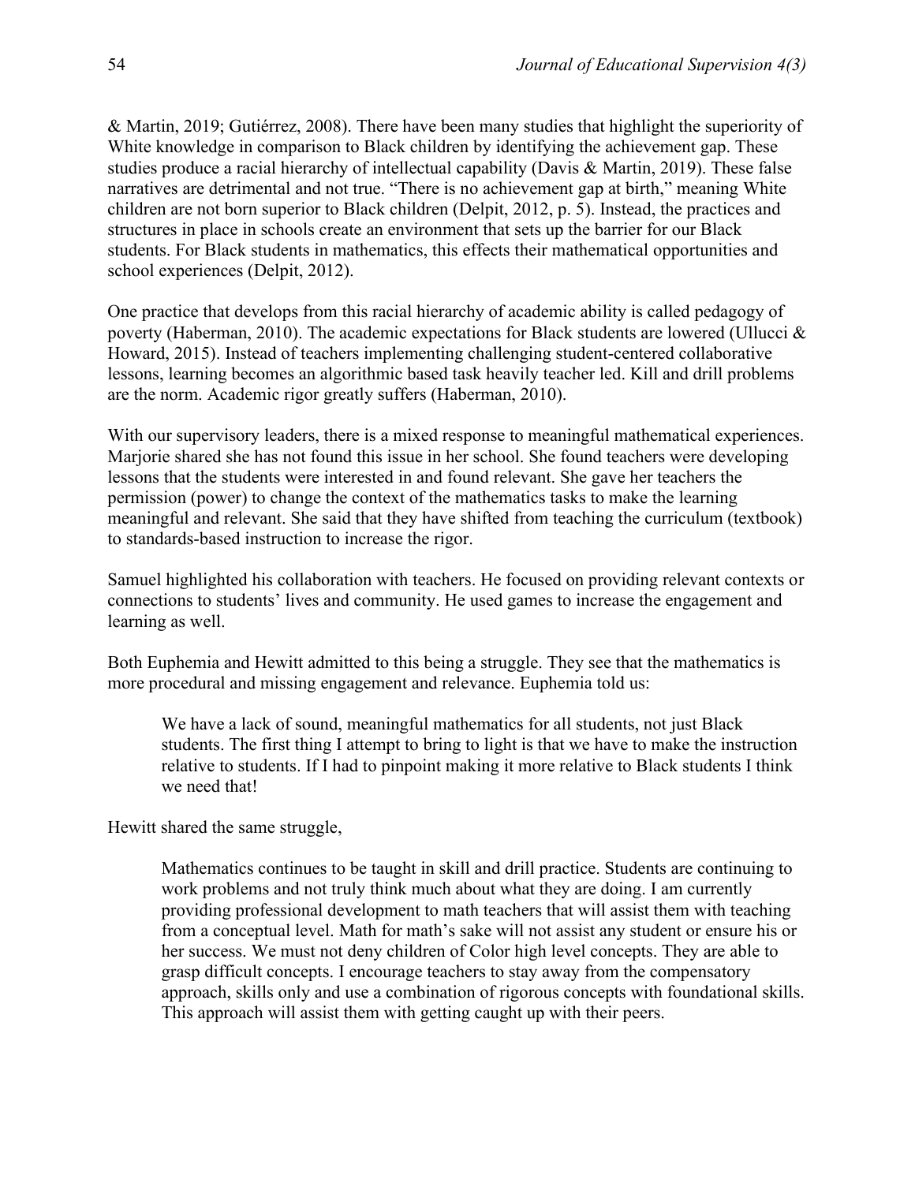& Martin, 2019; Gutiérrez, 2008). There have been many studies that highlight the superiority of White knowledge in comparison to Black children by identifying the achievement gap. These studies produce a racial hierarchy of intellectual capability (Davis & Martin, 2019). These false narratives are detrimental and not true. "There is no achievement gap at birth," meaning White children are not born superior to Black children (Delpit, 2012, p. 5). Instead, the practices and structures in place in schools create an environment that sets up the barrier for our Black students. For Black students in mathematics, this effects their mathematical opportunities and school experiences (Delpit, 2012).

One practice that develops from this racial hierarchy of academic ability is called pedagogy of poverty (Haberman, 2010). The academic expectations for Black students are lowered (Ullucci & Howard, 2015). Instead of teachers implementing challenging student-centered collaborative lessons, learning becomes an algorithmic based task heavily teacher led. Kill and drill problems are the norm. Academic rigor greatly suffers (Haberman, 2010).

With our supervisory leaders, there is a mixed response to meaningful mathematical experiences. Marjorie shared she has not found this issue in her school. She found teachers were developing lessons that the students were interested in and found relevant. She gave her teachers the permission (power) to change the context of the mathematics tasks to make the learning meaningful and relevant. She said that they have shifted from teaching the curriculum (textbook) to standards-based instruction to increase the rigor.

Samuel highlighted his collaboration with teachers. He focused on providing relevant contexts or connections to students' lives and community. He used games to increase the engagement and learning as well.

Both Euphemia and Hewitt admitted to this being a struggle. They see that the mathematics is more procedural and missing engagement and relevance. Euphemia told us:

> We have a lack of sound, meaningful mathematics for all students, not just Black students. The first thing I attempt to bring to light is that we have to make the instruction relative to students. If I had to pinpoint making it more relative to Black students I think we need that!

Hewitt shared the same struggle,

> Mathematics continues to be taught in skill and drill practice. Students are continuing to work problems and not truly think much about what they are doing. I am currently providing professional development to math teachers that will assist them with teaching from a conceptual level. Math for math's sake will not assist any student or ensure his or her success. We must not deny children of Color high level concepts. They are able to grasp difficult concepts. I encourage teachers to stay away from the compensatory approach, skills only and use a combination of rigorous concepts with foundational skills. This approach will assist them with getting caught up with their peers.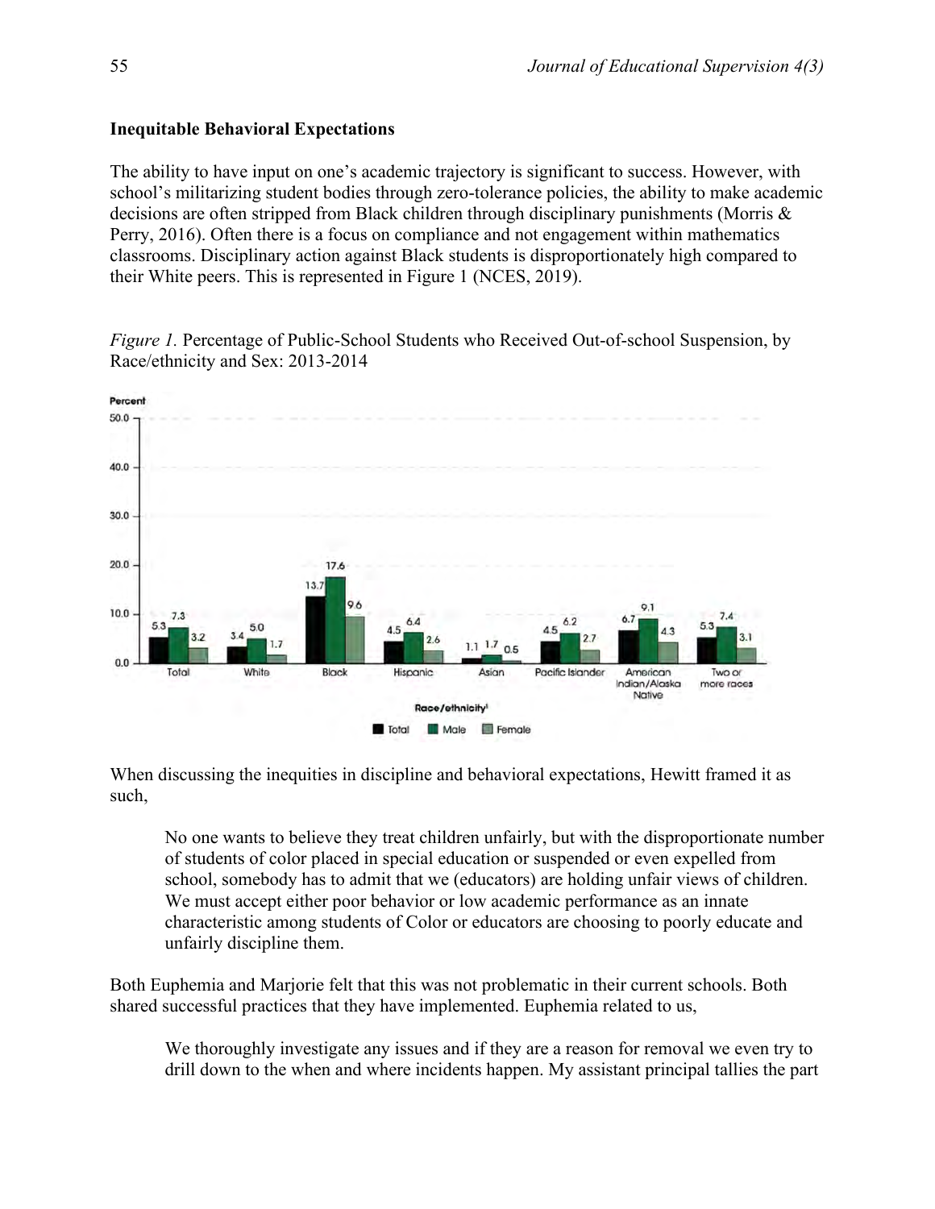**Inequitable Behavioral Expectations**

The ability to have input on one's academic trajectory is significant to success. However, with school's militarizing student bodies through zero-tolerance policies, the ability to make academic decisions are often stripped from Black children through disciplinary punishments (Morris & Perry, 2016). Often there is a focus on compliance and not engagement within mathematics classrooms. Disciplinary action against Black students is disproportionately high compared to their White peers. This is represented in Figure 1 (NCES, 2019).

*Figure 1.* Percentage of Public-School Students who Received Out-of-school Suspension, by Race/ethnicity and Sex: 2013-2014

| Race/ethnicity | Total | Male | Female |
|---|---|---|---|
| Total | 5.3 | 7.3 | 3.2 |
| White | 3.4 | 5.0 | 1.7 |
| Black | 13.7 | 17.6 | 9.6 |
| Hispanic | 4.5 | 6.4 | 2.6 |
| Asian | 1.1 | 1.7 | 0.5 |
| Pacific Islander | 4.5 | 6.2 | 2.7 |
| American Indian/Alaska Native | 6.7 | 9.1 | 4.3 |
| Two or more races | 5.3 | 7.4 | 3.1 |

When discussing the inequities in discipline and behavioral expectations, Hewitt framed it as such,

> No one wants to believe they treat children unfairly, but with the disproportionate number of students of color placed in special education or suspended or even expelled from school, somebody has to admit that we (educators) are holding unfair views of children. We must accept either poor behavior or low academic performance as an innate characteristic among students of Color or educators are choosing to poorly educate and unfairly discipline them.

Both Euphemia and Marjorie felt that this was not problematic in their current schools. Both shared successful practices that they have implemented. Euphemia related to us,

> We thoroughly investigate any issues and if they are a reason for removal we even try to drill down to the when and where incidents happen. My assistant principal tallies the part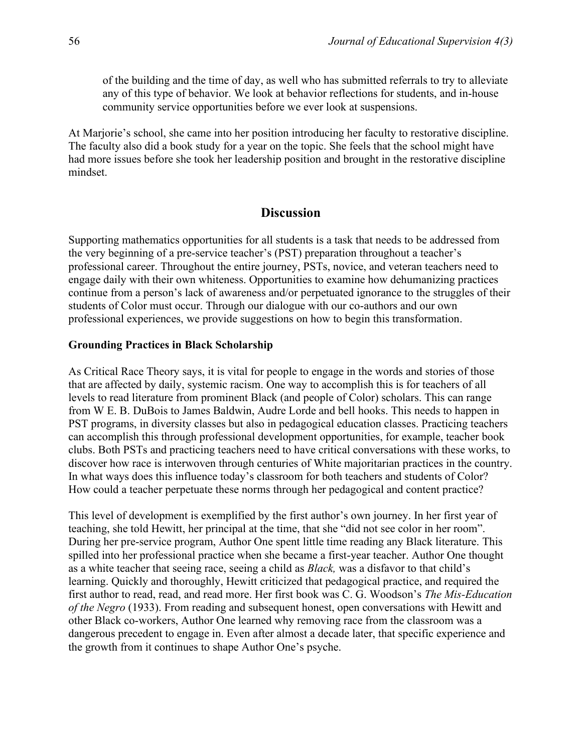of the building and the time of day, as well who has submitted referrals to try to alleviate any of this type of behavior. We look at behavior reflections for students, and in-house community service opportunities before we ever look at suspensions.

At Marjorie's school, she came into her position introducing her faculty to restorative discipline. The faculty also did a book study for a year on the topic. She feels that the school might have had more issues before she took her leadership position and brought in the restorative discipline mindset.

## Discussion

Supporting mathematics opportunities for all students is a task that needs to be addressed from the very beginning of a pre-service teacher's (PST) preparation throughout a teacher's professional career. Throughout the entire journey, PSTs, novice, and veteran teachers need to engage daily with their own whiteness. Opportunities to examine how dehumanizing practices continue from a person's lack of awareness and/or perpetuated ignorance to the struggles of their students of Color must occur. Through our dialogue with our co-authors and our own professional experiences, we provide suggestions on how to begin this transformation.

### Grounding Practices in Black Scholarship

As Critical Race Theory says, it is vital for people to engage in the words and stories of those that are affected by daily, systemic racism. One way to accomplish this is for teachers of all levels to read literature from prominent Black (and people of Color) scholars. This can range from W E. B. DuBois to James Baldwin, Audre Lorde and bell hooks. This needs to happen in PST programs, in diversity classes but also in pedagogical education classes. Practicing teachers can accomplish this through professional development opportunities, for example, teacher book clubs. Both PSTs and practicing teachers need to have critical conversations with these works, to discover how race is interwoven through centuries of White majoritarian practices in the country. In what ways does this influence today's classroom for both teachers and students of Color? How could a teacher perpetuate these norms through her pedagogical and content practice?

This level of development is exemplified by the first author's own journey. In her first year of teaching, she told Hewitt, her principal at the time, that she "did not see color in her room". During her pre-service program, Author One spent little time reading any Black literature. This spilled into her professional practice when she became a first-year teacher. Author One thought as a white teacher that seeing race, seeing a child as *Black,* was a disfavor to that child's learning. Quickly and thoroughly, Hewitt criticized that pedagogical practice, and required the first author to read, read, and read more. Her first book was C. G. Woodson's *The Mis-Education of the Negro* (1933). From reading and subsequent honest, open conversations with Hewitt and other Black co-workers, Author One learned why removing race from the classroom was a dangerous precedent to engage in. Even after almost a decade later, that specific experience and the growth from it continues to shape Author One's psyche.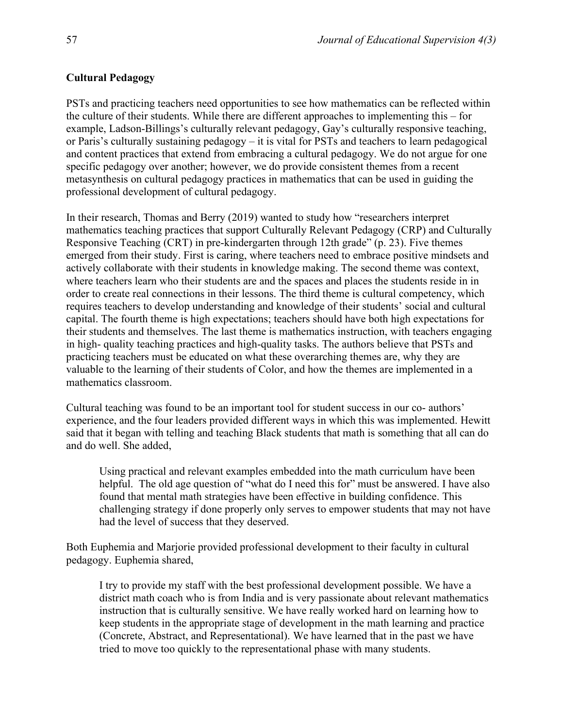**Cultural Pedagogy**

PSTs and practicing teachers need opportunities to see how mathematics can be reflected within the culture of their students. While there are different approaches to implementing this – for example, Ladson-Billings's culturally relevant pedagogy, Gay's culturally responsive teaching, or Paris's culturally sustaining pedagogy – it is vital for PSTs and teachers to learn pedagogical and content practices that extend from embracing a cultural pedagogy. We do not argue for one specific pedagogy over another; however, we do provide consistent themes from a recent metasynthesis on cultural pedagogy practices in mathematics that can be used in guiding the professional development of cultural pedagogy.

In their research, Thomas and Berry (2019) wanted to study how "researchers interpret mathematics teaching practices that support Culturally Relevant Pedagogy (CRP) and Culturally Responsive Teaching (CRT) in pre-kindergarten through 12th grade" (p. 23). Five themes emerged from their study. First is caring, where teachers need to embrace positive mindsets and actively collaborate with their students in knowledge making. The second theme was context, where teachers learn who their students are and the spaces and places the students reside in in order to create real connections in their lessons. The third theme is cultural competency, which requires teachers to develop understanding and knowledge of their students' social and cultural capital. The fourth theme is high expectations; teachers should have both high expectations for their students and themselves. The last theme is mathematics instruction, with teachers engaging in high- quality teaching practices and high-quality tasks. The authors believe that PSTs and practicing teachers must be educated on what these overarching themes are, why they are valuable to the learning of their students of Color, and how the themes are implemented in a mathematics classroom.

Cultural teaching was found to be an important tool for student success in our co- authors' experience, and the four leaders provided different ways in which this was implemented. Hewitt said that it began with telling and teaching Black students that math is something that all can do and do well. She added,

> Using practical and relevant examples embedded into the math curriculum have been helpful. The old age question of "what do I need this for" must be answered. I have also found that mental math strategies have been effective in building confidence. This challenging strategy if done properly only serves to empower students that may not have had the level of success that they deserved.

Both Euphemia and Marjorie provided professional development to their faculty in cultural pedagogy. Euphemia shared,

> I try to provide my staff with the best professional development possible. We have a district math coach who is from India and is very passionate about relevant mathematics instruction that is culturally sensitive. We have really worked hard on learning how to keep students in the appropriate stage of development in the math learning and practice (Concrete, Abstract, and Representational). We have learned that in the past we have tried to move too quickly to the representational phase with many students.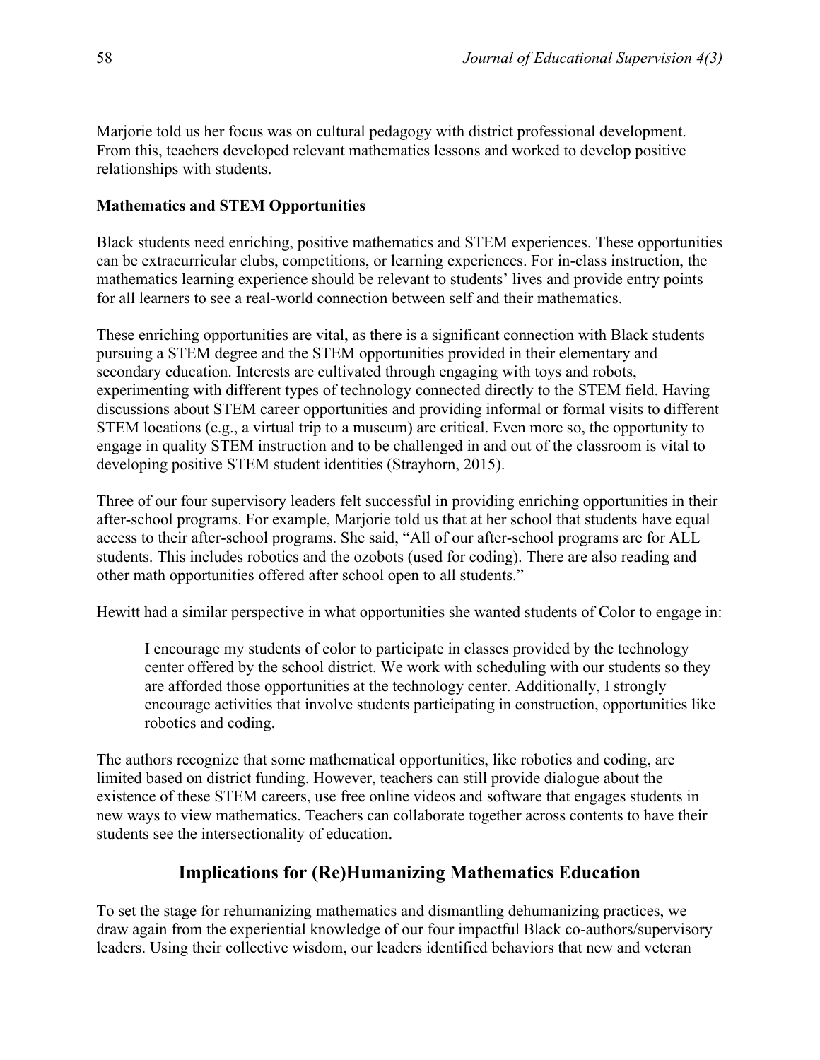Marjorie told us her focus was on cultural pedagogy with district professional development. From this, teachers developed relevant mathematics lessons and worked to develop positive relationships with students.

### Mathematics and STEM Opportunities

Black students need enriching, positive mathematics and STEM experiences. These opportunities can be extracurricular clubs, competitions, or learning experiences. For in-class instruction, the mathematics learning experience should be relevant to students' lives and provide entry points for all learners to see a real-world connection between self and their mathematics.

These enriching opportunities are vital, as there is a significant connection with Black students pursuing a STEM degree and the STEM opportunities provided in their elementary and secondary education. Interests are cultivated through engaging with toys and robots, experimenting with different types of technology connected directly to the STEM field. Having discussions about STEM career opportunities and providing informal or formal visits to different STEM locations (e.g., a virtual trip to a museum) are critical. Even more so, the opportunity to engage in quality STEM instruction and to be challenged in and out of the classroom is vital to developing positive STEM student identities (Strayhorn, 2015).

Three of our four supervisory leaders felt successful in providing enriching opportunities in their after-school programs. For example, Marjorie told us that at her school that students have equal access to their after-school programs. She said, "All of our after-school programs are for ALL students. This includes robotics and the ozobots (used for coding). There are also reading and other math opportunities offered after school open to all students."

Hewitt had a similar perspective in what opportunities she wanted students of Color to engage in:

> I encourage my students of color to participate in classes provided by the technology center offered by the school district. We work with scheduling with our students so they are afforded those opportunities at the technology center. Additionally, I strongly encourage activities that involve students participating in construction, opportunities like robotics and coding.

The authors recognize that some mathematical opportunities, like robotics and coding, are limited based on district funding. However, teachers can still provide dialogue about the existence of these STEM careers, use free online videos and software that engages students in new ways to view mathematics. Teachers can collaborate together across contents to have their students see the intersectionality of education.

## Implications for (Re)Humanizing Mathematics Education

To set the stage for rehumanizing mathematics and dismantling dehumanizing practices, we draw again from the experiential knowledge of our four impactful Black co-authors/supervisory leaders. Using their collective wisdom, our leaders identified behaviors that new and veteran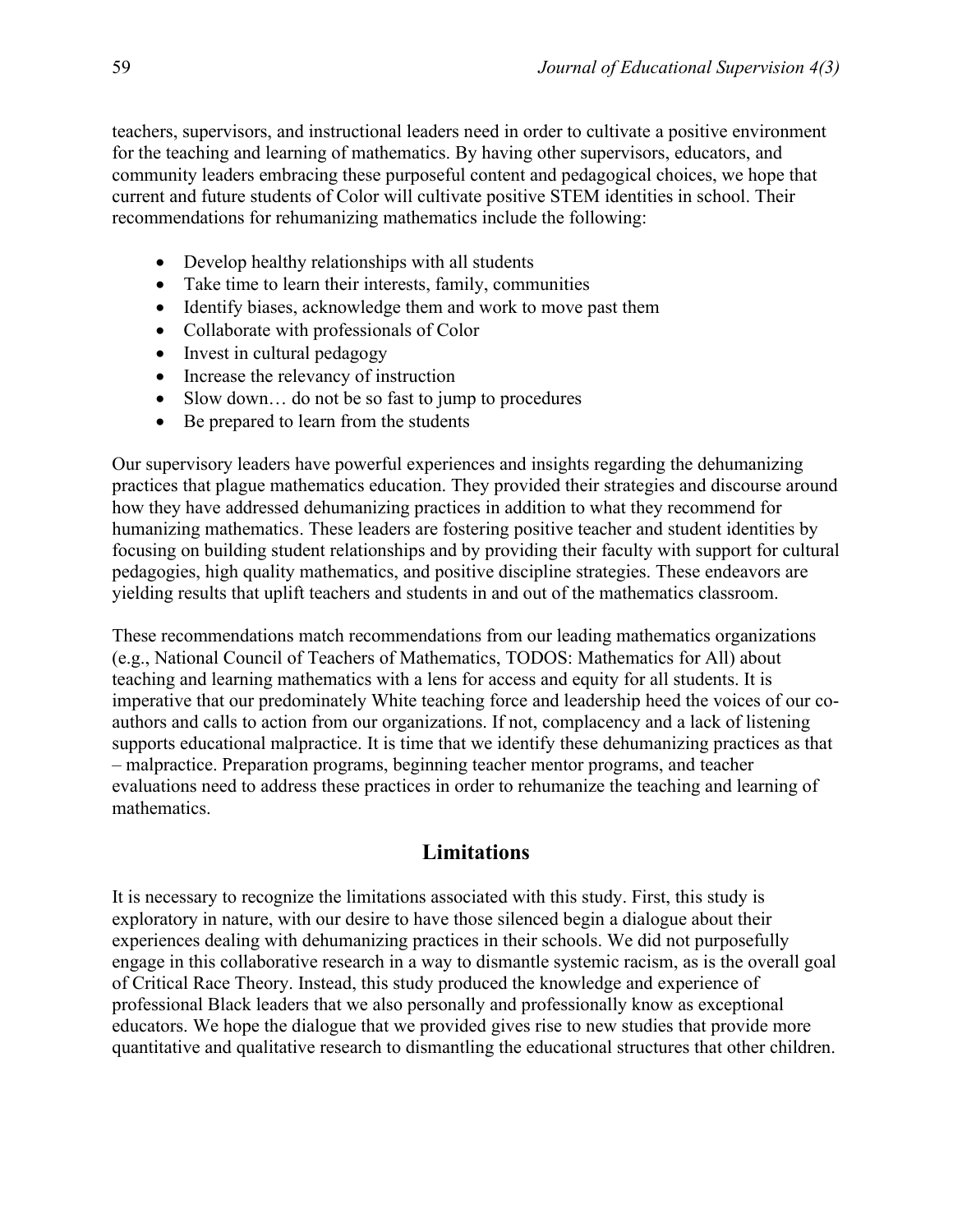teachers, supervisors, and instructional leaders need in order to cultivate a positive environment for the teaching and learning of mathematics. By having other supervisors, educators, and community leaders embracing these purposeful content and pedagogical choices, we hope that current and future students of Color will cultivate positive STEM identities in school. Their recommendations for rehumanizing mathematics include the following:

- Develop healthy relationships with all students
- Take time to learn their interests, family, communities
- Identify biases, acknowledge them and work to move past them
- Collaborate with professionals of Color
- Invest in cultural pedagogy
- Increase the relevancy of instruction
- Slow down… do not be so fast to jump to procedures
- Be prepared to learn from the students

Our supervisory leaders have powerful experiences and insights regarding the dehumanizing practices that plague mathematics education. They provided their strategies and discourse around how they have addressed dehumanizing practices in addition to what they recommend for humanizing mathematics. These leaders are fostering positive teacher and student identities by focusing on building student relationships and by providing their faculty with support for cultural pedagogies, high quality mathematics, and positive discipline strategies. These endeavors are yielding results that uplift teachers and students in and out of the mathematics classroom.

These recommendations match recommendations from our leading mathematics organizations (e.g., National Council of Teachers of Mathematics, TODOS: Mathematics for All) about teaching and learning mathematics with a lens for access and equity for all students. It is imperative that our predominately White teaching force and leadership heed the voices of our co-authors and calls to action from our organizations. If not, complacency and a lack of listening supports educational malpractice. It is time that we identify these dehumanizing practices as that – malpractice. Preparation programs, beginning teacher mentor programs, and teacher evaluations need to address these practices in order to rehumanize the teaching and learning of mathematics.

## Limitations

It is necessary to recognize the limitations associated with this study. First, this study is exploratory in nature, with our desire to have those silenced begin a dialogue about their experiences dealing with dehumanizing practices in their schools. We did not purposefully engage in this collaborative research in a way to dismantle systemic racism, as is the overall goal of Critical Race Theory. Instead, this study produced the knowledge and experience of professional Black leaders that we also personally and professionally know as exceptional educators. We hope the dialogue that we provided gives rise to new studies that provide more quantitative and qualitative research to dismantling the educational structures that other children.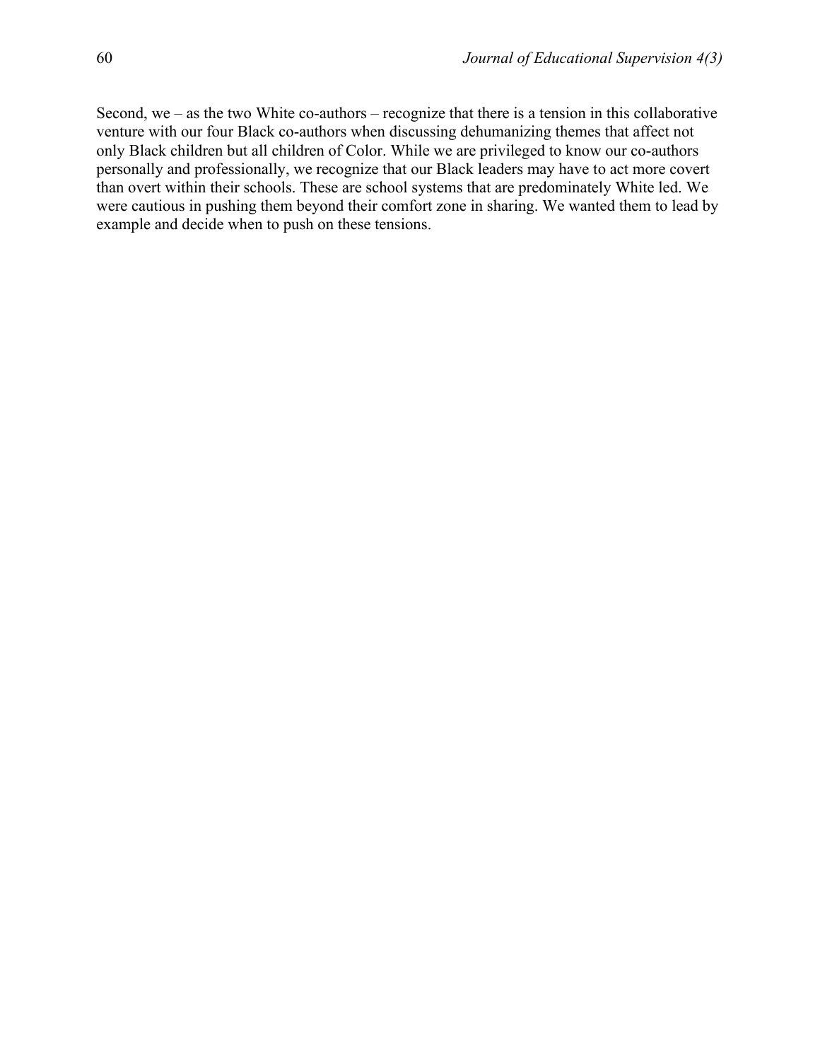Second, we – as the two White co-authors – recognize that there is a tension in this collaborative venture with our four Black co-authors when discussing dehumanizing themes that affect not only Black children but all children of Color. While we are privileged to know our co-authors personally and professionally, we recognize that our Black leaders may have to act more covert than overt within their schools. These are school systems that are predominately White led. We were cautious in pushing them beyond their comfort zone in sharing. We wanted them to lead by example and decide when to push on these tensions.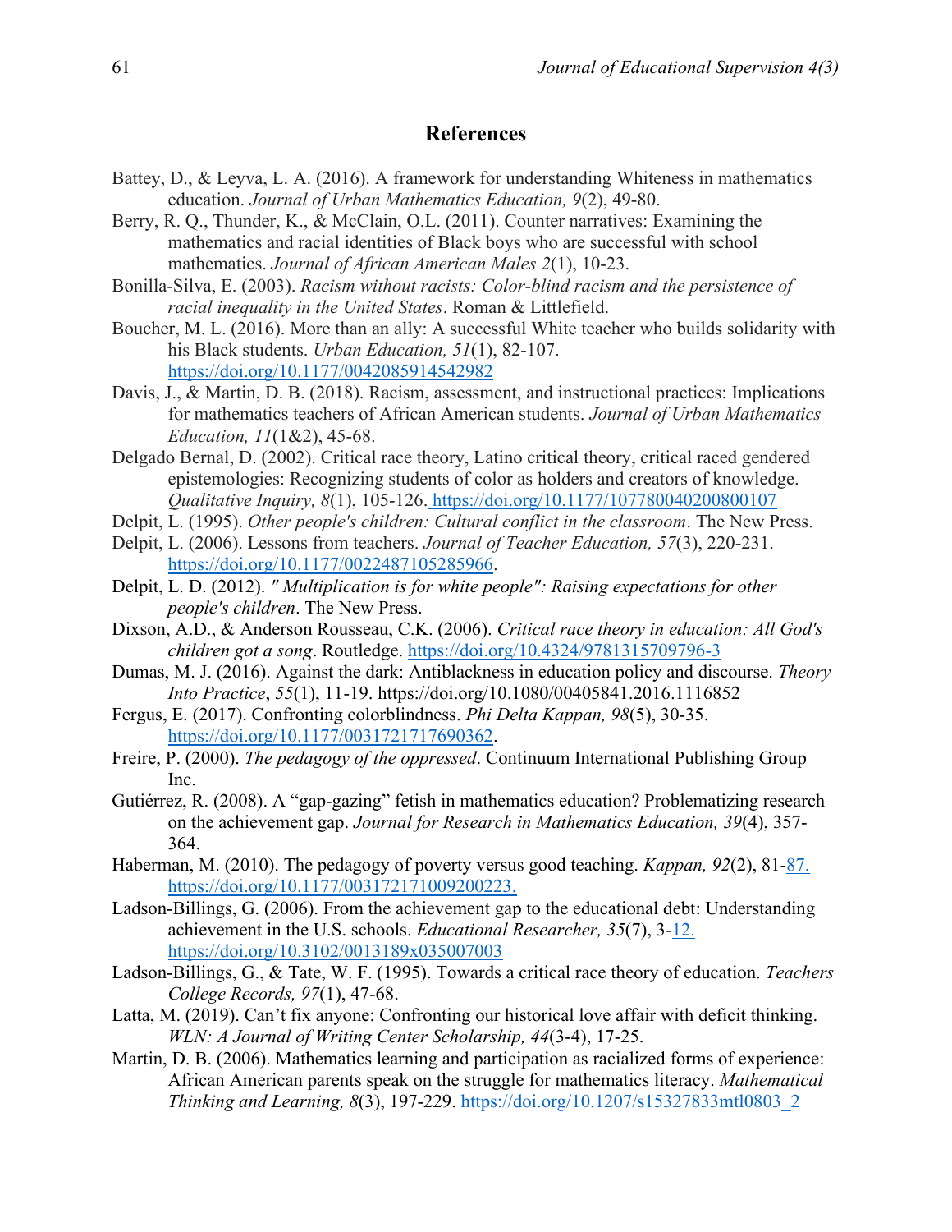## References

Battey, D., & Leyva, L. A. (2016). A framework for understanding Whiteness in mathematics education. *Journal of Urban Mathematics Education, 9*(2), 49-80.

Berry, R. Q., Thunder, K., & McClain, O.L. (2011). Counter narratives: Examining the mathematics and racial identities of Black boys who are successful with school mathematics. *Journal of African American Males 2*(1), 10-23.

Bonilla-Silva, E. (2003). *Racism without racists: Color-blind racism and the persistence of racial inequality in the United States*. Roman & Littlefield.

Boucher, M. L. (2016). More than an ally: A successful White teacher who builds solidarity with his Black students. *Urban Education, 51*(1), 82-107. https://doi.org/10.1177/0042085914542982

Davis, J., & Martin, D. B. (2018). Racism, assessment, and instructional practices: Implications for mathematics teachers of African American students. *Journal of Urban Mathematics Education, 11*(1&2), 45-68.

Delgado Bernal, D. (2002). Critical race theory, Latino critical theory, critical raced gendered epistemologies: Recognizing students of color as holders and creators of knowledge. *Qualitative Inquiry, 8*(1), 105-126. https://doi.org/10.1177/107780040200800107

Delpit, L. (1995). *Other people's children: Cultural conflict in the classroom*. The New Press.

Delpit, L. (2006). Lessons from teachers. *Journal of Teacher Education, 57*(3), 220-231. https://doi.org/10.1177/0022487105285966.

Delpit, L. D. (2012). *" Multiplication is for white people": Raising expectations for other people's children*. The New Press.

Dixson, A.D., & Anderson Rousseau, C.K. (2006). *Critical race theory in education: All God's children got a song*. Routledge. https://doi.org/10.4324/9781315709796-3

Dumas, M. J. (2016). Against the dark: Antiblackness in education policy and discourse. *Theory Into Practice*, *55*(1), 11-19. https://doi.org/10.1080/00405841.2016.1116852

Fergus, E. (2017). Confronting colorblindness. *Phi Delta Kappan, 98*(5), 30-35. https://doi.org/10.1177/0031721717690362.

Freire, P. (2000). *The pedagogy of the oppressed*. Continuum International Publishing Group Inc.

Gutiérrez, R. (2008). A "gap-gazing" fetish in mathematics education? Problematizing research on the achievement gap. *Journal for Research in Mathematics Education, 39*(4), 357-364.

Haberman, M. (2010). The pedagogy of poverty versus good teaching. *Kappan, 92*(2), 81-87. https://doi.org/10.1177/003172171009200223.

Ladson-Billings, G. (2006). From the achievement gap to the educational debt: Understanding achievement in the U.S. schools. *Educational Researcher, 35*(7), 3-12. https://doi.org/10.3102/0013189x035007003

Ladson-Billings, G., & Tate, W. F. (1995). Towards a critical race theory of education. *Teachers College Records, 97*(1), 47-68.

Latta, M. (2019). Can't fix anyone: Confronting our historical love affair with deficit thinking. *WLN: A Journal of Writing Center Scholarship, 44*(3-4), 17-25.

Martin, D. B. (2006). Mathematics learning and participation as racialized forms of experience: African American parents speak on the struggle for mathematics literacy. *Mathematical Thinking and Learning, 8*(3), 197-229. https://doi.org/10.1207/s15327833mtl0803_2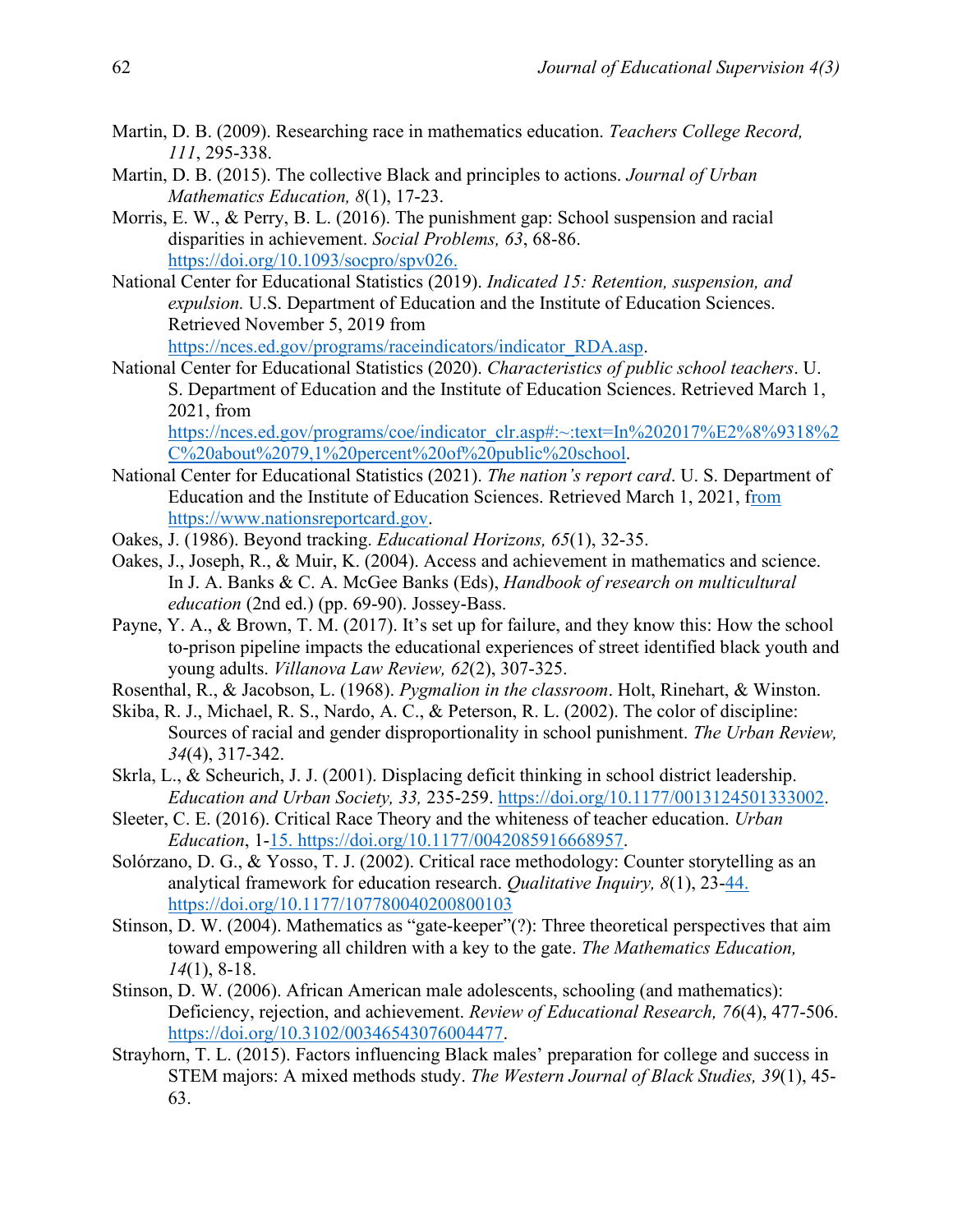Martin, D. B. (2009). Researching race in mathematics education. *Teachers College Record, 111*, 295-338.

Martin, D. B. (2015). The collective Black and principles to actions. *Journal of Urban Mathematics Education, 8*(1), 17-23.

Morris, E. W., & Perry, B. L. (2016). The punishment gap: School suspension and racial disparities in achievement. *Social Problems, 63*, 68-86. https://doi.org/10.1093/socpro/spv026.

National Center for Educational Statistics (2019). *Indicated 15: Retention, suspension, and expulsion.* U.S. Department of Education and the Institute of Education Sciences. Retrieved November 5, 2019 from https://nces.ed.gov/programs/raceindicators/indicator_RDA.asp.

National Center for Educational Statistics (2020). *Characteristics of public school teachers*. U. S. Department of Education and the Institute of Education Sciences. Retrieved March 1, 2021, from https://nces.ed.gov/programs/coe/indicator_clr.asp#:~:text=In%202017%E2%8%9318%2C%20about%2079,1%20percent%20of%20public%20school.

National Center for Educational Statistics (2021). *The nation's report card*. U. S. Department of Education and the Institute of Education Sciences. Retrieved March 1, 2021, from https://www.nationsreportcard.gov.

Oakes, J. (1986). Beyond tracking. *Educational Horizons, 65*(1), 32-35.

Oakes, J., Joseph, R., & Muir, K. (2004). Access and achievement in mathematics and science. In J. A. Banks & C. A. McGee Banks (Eds), *Handbook of research on multicultural education* (2nd ed.) (pp. 69-90). Jossey-Bass.

Payne, Y. A., & Brown, T. M. (2017). It's set up for failure, and they know this: How the school to-prison pipeline impacts the educational experiences of street identified black youth and young adults. *Villanova Law Review, 62*(2), 307-325.

Rosenthal, R., & Jacobson, L. (1968). *Pygmalion in the classroom*. Holt, Rinehart, & Winston.

Skiba, R. J., Michael, R. S., Nardo, A. C., & Peterson, R. L. (2002). The color of discipline: Sources of racial and gender disproportionality in school punishment. *The Urban Review, 34*(4), 317-342.

Skrla, L., & Scheurich, J. J. (2001). Displacing deficit thinking in school district leadership. *Education and Urban Society, 33,* 235-259. https://doi.org/10.1177/0013124501333002.

Sleeter, C. E. (2016). Critical Race Theory and the whiteness of teacher education. *Urban Education*, 1-15. https://doi.org/10.1177/0042085916668957.

Solórzano, D. G., & Yosso, T. J. (2002). Critical race methodology: Counter storytelling as an analytical framework for education research. *Qualitative Inquiry, 8*(1), 23-44. https://doi.org/10.1177/107780040200800103

Stinson, D. W. (2004). Mathematics as "gate-keeper"(?): Three theoretical perspectives that aim toward empowering all children with a key to the gate. *The Mathematics Education, 14*(1), 8-18.

Stinson, D. W. (2006). African American male adolescents, schooling (and mathematics): Deficiency, rejection, and achievement. *Review of Educational Research, 76*(4), 477-506. https://doi.org/10.3102/00346543076004477.

Strayhorn, T. L. (2015). Factors influencing Black males' preparation for college and success in STEM majors: A mixed methods study. *The Western Journal of Black Studies, 39*(1), 45-63.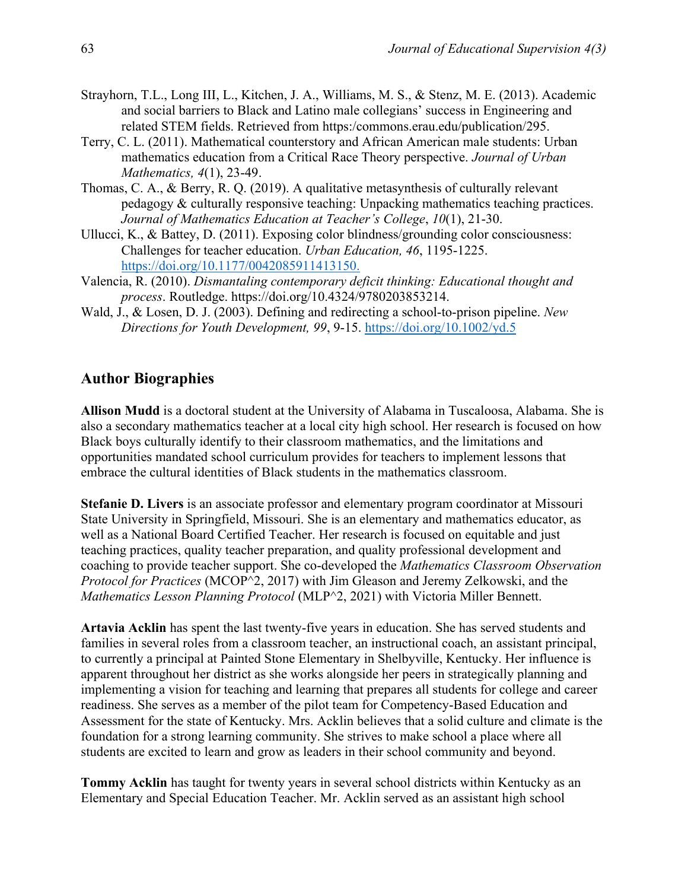Strayhorn, T.L., Long III, L., Kitchen, J. A., Williams, M. S., & Stenz, M. E. (2013). Academic and social barriers to Black and Latino male collegians' success in Engineering and related STEM fields. Retrieved from https:/commons.erau.edu/publication/295.

Terry, C. L. (2011). Mathematical counterstory and African American male students: Urban mathematics education from a Critical Race Theory perspective. *Journal of Urban Mathematics, 4*(1), 23-49.

Thomas, C. A., & Berry, R. Q. (2019). A qualitative metasynthesis of culturally relevant pedagogy & culturally responsive teaching: Unpacking mathematics teaching practices. *Journal of Mathematics Education at Teacher's College*, *10*(1), 21-30.

Ullucci, K., & Battey, D. (2011). Exposing color blindness/grounding color consciousness: Challenges for teacher education. *Urban Education, 46*, 1195-1225. https://doi.org/10.1177/0042085911413150.

Valencia, R. (2010). *Dismantaling contemporary deficit thinking: Educational thought and process*. Routledge. https://doi.org/10.4324/9780203853214.

Wald, J., & Losen, D. J. (2003). Defining and redirecting a school-to-prison pipeline. *New Directions for Youth Development, 99*, 9-15. https://doi.org/10.1002/yd.5

## Author Biographies

**Allison Mudd** is a doctoral student at the University of Alabama in Tuscaloosa, Alabama. She is also a secondary mathematics teacher at a local city high school. Her research is focused on how Black boys culturally identify to their classroom mathematics, and the limitations and opportunities mandated school curriculum provides for teachers to implement lessons that embrace the cultural identities of Black students in the mathematics classroom.

**Stefanie D. Livers** is an associate professor and elementary program coordinator at Missouri State University in Springfield, Missouri. She is an elementary and mathematics educator, as well as a National Board Certified Teacher. Her research is focused on equitable and just teaching practices, quality teacher preparation, and quality professional development and coaching to provide teacher support. She co-developed the *Mathematics Classroom Observation Protocol for Practices* (MCOP^2, 2017) with Jim Gleason and Jeremy Zelkowski, and the *Mathematics Lesson Planning Protocol* (MLP^2, 2021) with Victoria Miller Bennett.

**Artavia Acklin** has spent the last twenty-five years in education. She has served students and families in several roles from a classroom teacher, an instructional coach, an assistant principal, to currently a principal at Painted Stone Elementary in Shelbyville, Kentucky. Her influence is apparent throughout her district as she works alongside her peers in strategically planning and implementing a vision for teaching and learning that prepares all students for college and career readiness. She serves as a member of the pilot team for Competency-Based Education and Assessment for the state of Kentucky. Mrs. Acklin believes that a solid culture and climate is the foundation for a strong learning community. She strives to make school a place where all students are excited to learn and grow as leaders in their school community and beyond.

**Tommy Acklin** has taught for twenty years in several school districts within Kentucky as an Elementary and Special Education Teacher. Mr. Acklin served as an assistant high school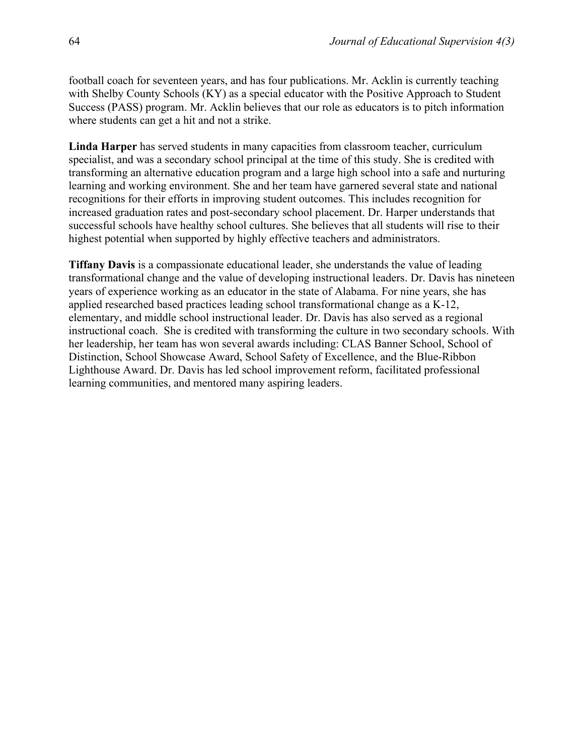football coach for seventeen years, and has four publications. Mr. Acklin is currently teaching with Shelby County Schools (KY) as a special educator with the Positive Approach to Student Success (PASS) program. Mr. Acklin believes that our role as educators is to pitch information where students can get a hit and not a strike.

**Linda Harper** has served students in many capacities from classroom teacher, curriculum specialist, and was a secondary school principal at the time of this study. She is credited with transforming an alternative education program and a large high school into a safe and nurturing learning and working environment. She and her team have garnered several state and national recognitions for their efforts in improving student outcomes. This includes recognition for increased graduation rates and post-secondary school placement. Dr. Harper understands that successful schools have healthy school cultures. She believes that all students will rise to their highest potential when supported by highly effective teachers and administrators.

**Tiffany Davis** is a compassionate educational leader, she understands the value of leading transformational change and the value of developing instructional leaders. Dr. Davis has nineteen years of experience working as an educator in the state of Alabama. For nine years, she has applied researched based practices leading school transformational change as a K-12, elementary, and middle school instructional leader. Dr. Davis has also served as a regional instructional coach. She is credited with transforming the culture in two secondary schools. With her leadership, her team has won several awards including: CLAS Banner School, School of Distinction, School Showcase Award, School Safety of Excellence, and the Blue-Ribbon Lighthouse Award. Dr. Davis has led school improvement reform, facilitated professional learning communities, and mentored many aspiring leaders.